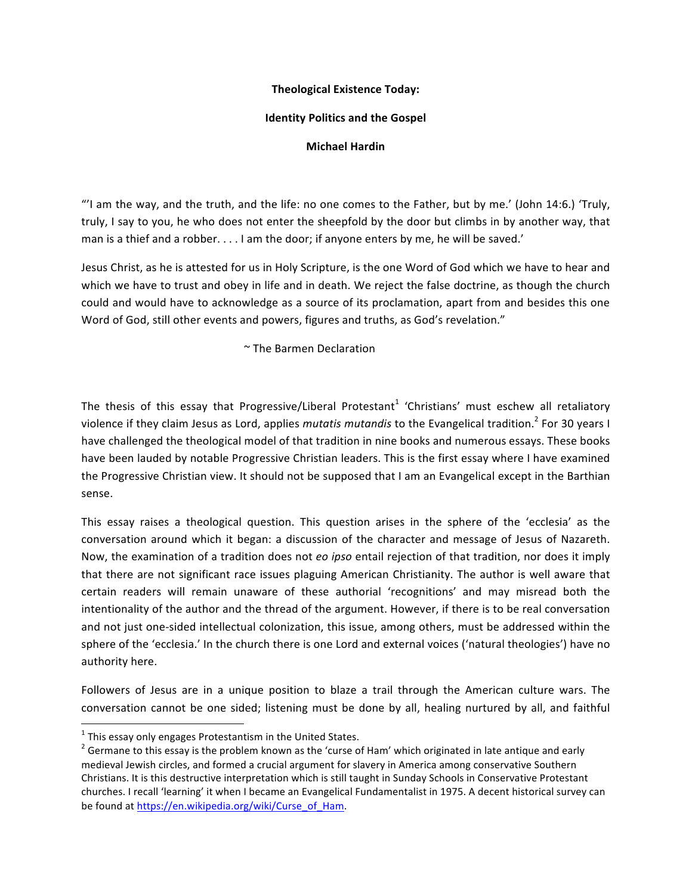**Theological Existence Today:**

**Identity Politics and the Gospel**

**Michael Hardin**

"'I am the way, and the truth, and the life: no one comes to the Father, but by me.' (John 14:6.) 'Truly, truly, I say to you, he who does not enter the sheepfold by the door but climbs in by another way, that man is a thief and a robber. . . . I am the door; if anyone enters by me, he will be saved.'

Jesus Christ, as he is attested for us in Holy Scripture, is the one Word of God which we have to hear and which we have to trust and obey in life and in death. We reject the false doctrine, as though the church could and would have to acknowledge as a source of its proclamation, apart from and besides this one Word of God, still other events and powers, figures and truths, as God's revelation."

~ The Barmen Declaration

The thesis of this essay that Progressive/Liberal Protestant[1] 'Christians' must eschew all retaliatory violence if they claim Jesus as Lord, applies *mutatis mutandis* to the Evangelical tradition.[2] For 30 years I have challenged the theological model of that tradition in nine books and numerous essays. These books have been lauded by notable Progressive Christian leaders. This is the first essay where I have examined the Progressive Christian view. It should not be supposed that I am an Evangelical except in the Barthian sense.

This essay raises a theological question. This question arises in the sphere of the 'ecclesia' as the conversation around which it began: a discussion of the character and message of Jesus of Nazareth. Now, the examination of a tradition does not *eo ipso* entail rejection of that tradition, nor does it imply that there are not significant race issues plaguing American Christianity. The author is well aware that certain readers will remain unaware of these authorial 'recognitions' and may misread both the intentionality of the author and the thread of the argument. However, if there is to be real conversation and not just one-sided intellectual colonization, this issue, among others, must be addressed within the sphere of the 'ecclesia.' In the church there is one Lord and external voices ('natural theologies') have no authority here.

Followers of Jesus are in a unique position to blaze a trail through the American culture wars. The conversation cannot be one sided; listening must be done by all, healing nurtured by all, and faithful

---

[1] This essay only engages Protestantism in the United States.

[2] Germane to this essay is the problem known as the 'curse of Ham' which originated in late antique and early medieval Jewish circles, and formed a crucial argument for slavery in America among conservative Southern Christians. It is this destructive interpretation which is still taught in Sunday Schools in Conservative Protestant churches. I recall 'learning' it when I became an Evangelical Fundamentalist in 1975. A decent historical survey can be found at https://en.wikipedia.org/wiki/Curse_of_Ham.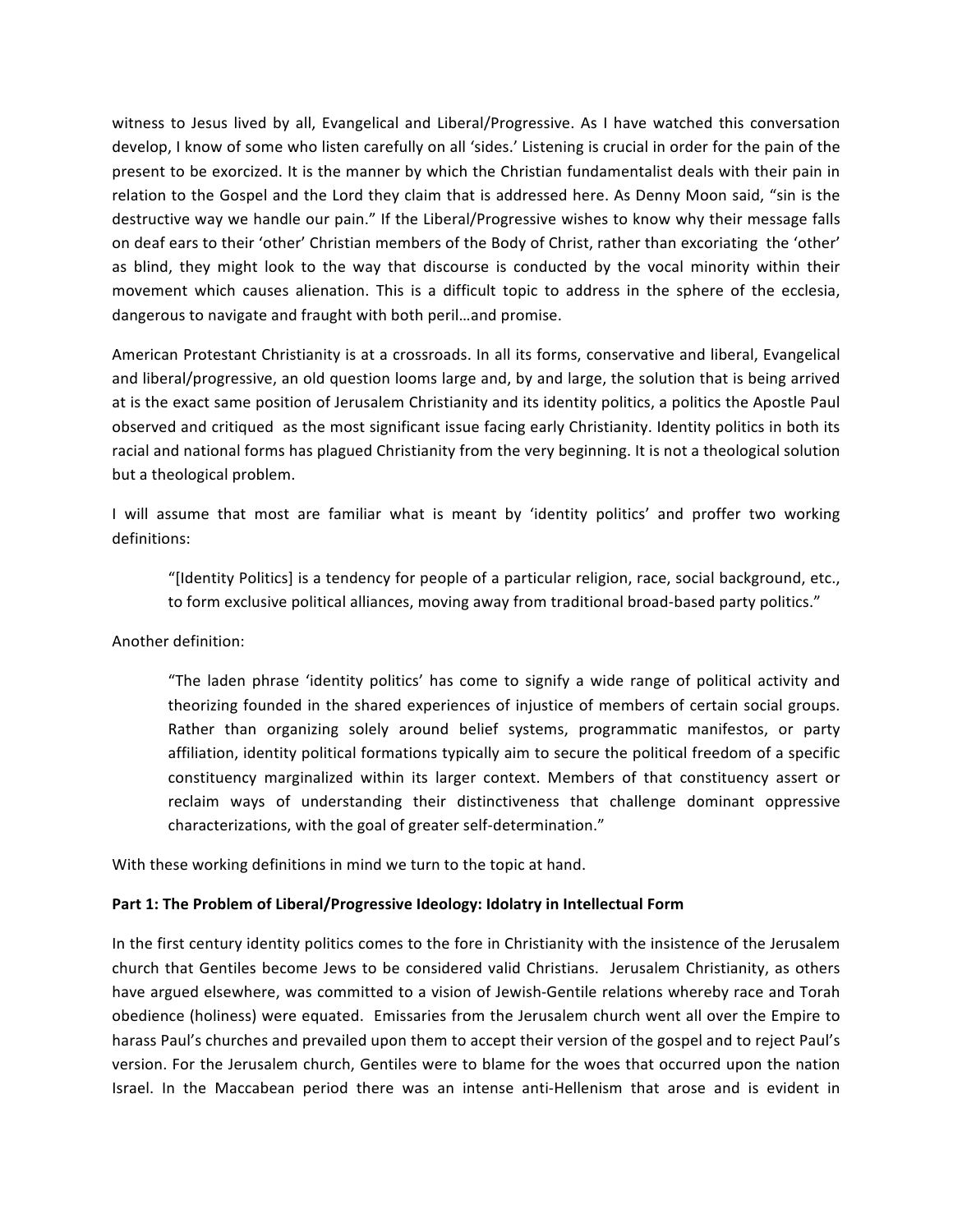witness to Jesus lived by all, Evangelical and Liberal/Progressive. As I have watched this conversation develop, I know of some who listen carefully on all 'sides.' Listening is crucial in order for the pain of the present to be exorcized. It is the manner by which the Christian fundamentalist deals with their pain in relation to the Gospel and the Lord they claim that is addressed here. As Denny Moon said, "sin is the destructive way we handle our pain." If the Liberal/Progressive wishes to know why their message falls on deaf ears to their 'other' Christian members of the Body of Christ, rather than excoriating the 'other' as blind, they might look to the way that discourse is conducted by the vocal minority within their movement which causes alienation. This is a difficult topic to address in the sphere of the ecclesia, dangerous to navigate and fraught with both peril…and promise.

American Protestant Christianity is at a crossroads. In all its forms, conservative and liberal, Evangelical and liberal/progressive, an old question looms large and, by and large, the solution that is being arrived at is the exact same position of Jerusalem Christianity and its identity politics, a politics the Apostle Paul observed and critiqued as the most significant issue facing early Christianity. Identity politics in both its racial and national forms has plagued Christianity from the very beginning. It is not a theological solution but a theological problem.

I will assume that most are familiar what is meant by 'identity politics' and proffer two working definitions:

> "[Identity Politics] is a tendency for people of a particular religion, race, social background, etc., to form exclusive political alliances, moving away from traditional broad-based party politics."

Another definition:

> "The laden phrase 'identity politics' has come to signify a wide range of political activity and theorizing founded in the shared experiences of injustice of members of certain social groups. Rather than organizing solely around belief systems, programmatic manifestos, or party affiliation, identity political formations typically aim to secure the political freedom of a specific constituency marginalized within its larger context. Members of that constituency assert or reclaim ways of understanding their distinctiveness that challenge dominant oppressive characterizations, with the goal of greater self-determination."

With these working definitions in mind we turn to the topic at hand.

**Part 1: The Problem of Liberal/Progressive Ideology: Idolatry in Intellectual Form**

In the first century identity politics comes to the fore in Christianity with the insistence of the Jerusalem church that Gentiles become Jews to be considered valid Christians. Jerusalem Christianity, as others have argued elsewhere, was committed to a vision of Jewish-Gentile relations whereby race and Torah obedience (holiness) were equated. Emissaries from the Jerusalem church went all over the Empire to harass Paul's churches and prevailed upon them to accept their version of the gospel and to reject Paul's version. For the Jerusalem church, Gentiles were to blame for the woes that occurred upon the nation Israel. In the Maccabean period there was an intense anti-Hellenism that arose and is evident in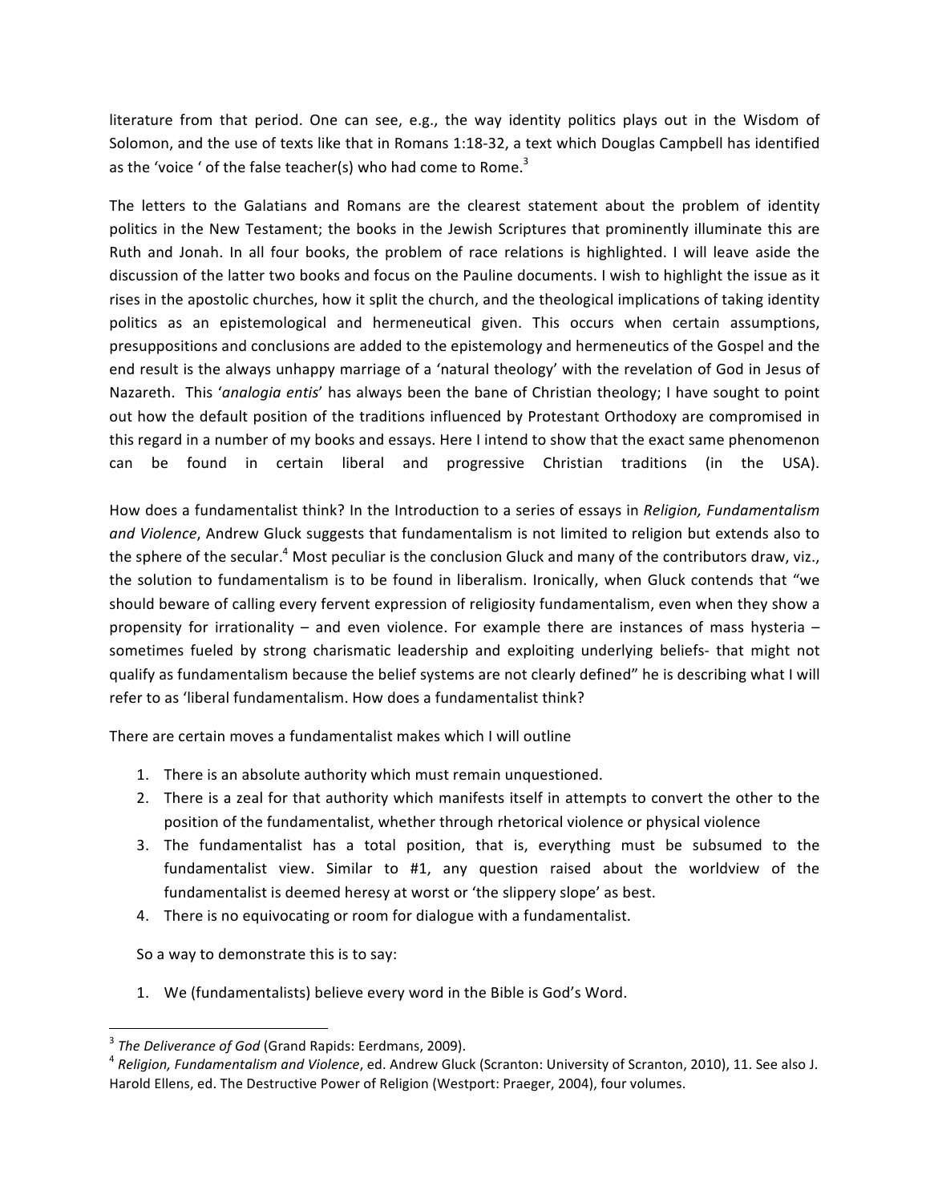literature from that period. One can see, e.g., the way identity politics plays out in the Wisdom of Solomon, and the use of texts like that in Romans 1:18-32, a text which Douglas Campbell has identified as the 'voice ' of the false teacher(s) who had come to Rome.[3]

The letters to the Galatians and Romans are the clearest statement about the problem of identity politics in the New Testament; the books in the Jewish Scriptures that prominently illuminate this are Ruth and Jonah. In all four books, the problem of race relations is highlighted. I will leave aside the discussion of the latter two books and focus on the Pauline documents. I wish to highlight the issue as it rises in the apostolic churches, how it split the church, and the theological implications of taking identity politics as an epistemological and hermeneutical given. This occurs when certain assumptions, presuppositions and conclusions are added to the epistemology and hermeneutics of the Gospel and the end result is the always unhappy marriage of a 'natural theology' with the revelation of God in Jesus of Nazareth. This '*analogia entis*' has always been the bane of Christian theology; I have sought to point out how the default position of the traditions influenced by Protestant Orthodoxy are compromised in this regard in a number of my books and essays. Here I intend to show that the exact same phenomenon can be found in certain liberal and progressive Christian traditions (in the USA).

How does a fundamentalist think? In the Introduction to a series of essays in *Religion, Fundamentalism and Violence*, Andrew Gluck suggests that fundamentalism is not limited to religion but extends also to the sphere of the secular.[4] Most peculiar is the conclusion Gluck and many of the contributors draw, viz., the solution to fundamentalism is to be found in liberalism. Ironically, when Gluck contends that "we should beware of calling every fervent expression of religiosity fundamentalism, even when they show a propensity for irrationality – and even violence. For example there are instances of mass hysteria – sometimes fueled by strong charismatic leadership and exploiting underlying beliefs- that might not qualify as fundamentalism because the belief systems are not clearly defined" he is describing what I will refer to as 'liberal fundamentalism. How does a fundamentalist think?

There are certain moves a fundamentalist makes which I will outline

1. There is an absolute authority which must remain unquestioned.
2. There is a zeal for that authority which manifests itself in attempts to convert the other to the position of the fundamentalist, whether through rhetorical violence or physical violence
3. The fundamentalist has a total position, that is, everything must be subsumed to the fundamentalist view. Similar to #1, any question raised about the worldview of the fundamentalist is deemed heresy at worst or 'the slippery slope' as best.
4. There is no equivocating or room for dialogue with a fundamentalist.

So a way to demonstrate this is to say:

1. We (fundamentalists) believe every word in the Bible is God's Word.

---

[3] *The Deliverance of God* (Grand Rapids: Eerdmans, 2009).

[4] *Religion, Fundamentalism and Violence*, ed. Andrew Gluck (Scranton: University of Scranton, 2010), 11. See also J. Harold Ellens, ed. The Destructive Power of Religion (Westport: Praeger, 2004), four volumes.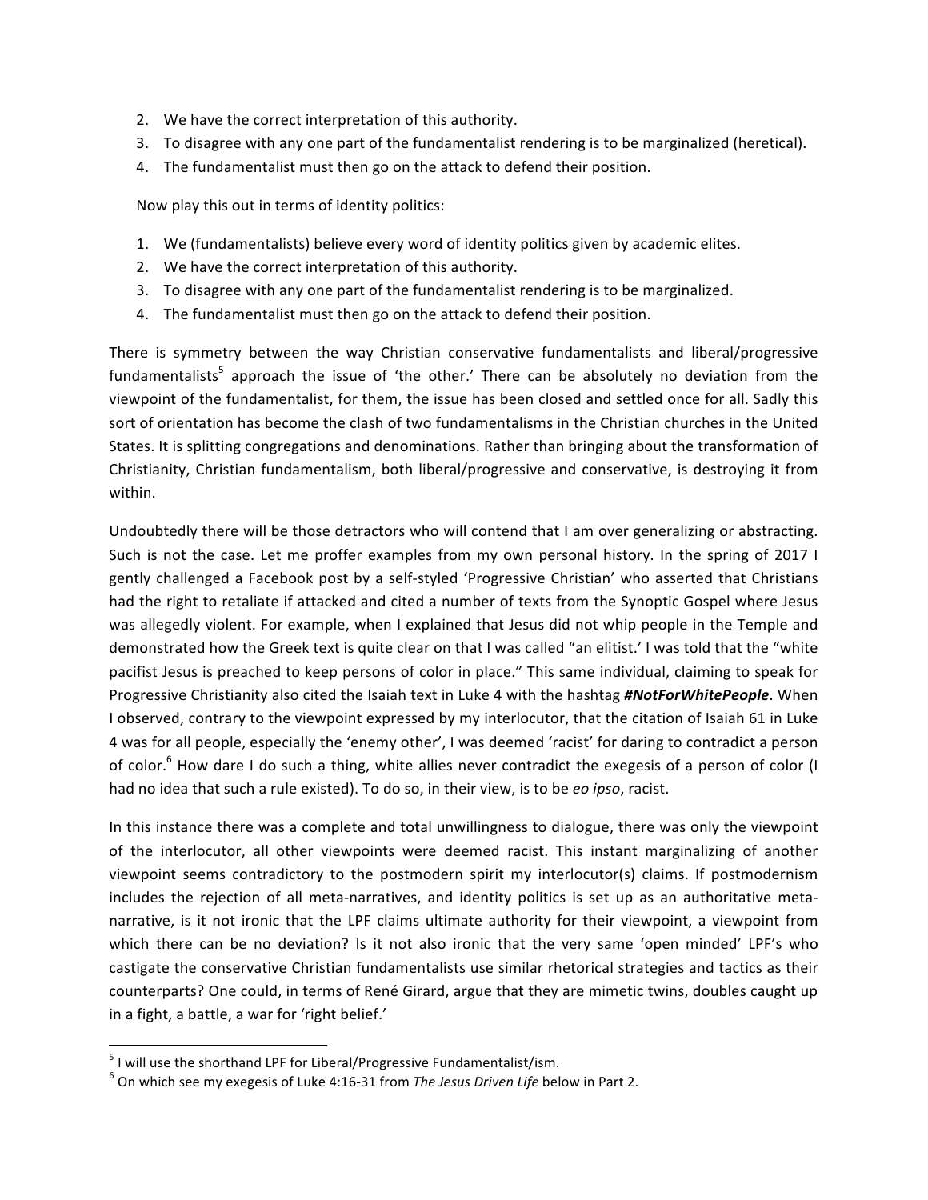2. We have the correct interpretation of this authority.
3. To disagree with any one part of the fundamentalist rendering is to be marginalized (heretical).
4. The fundamentalist must then go on the attack to defend their position.

Now play this out in terms of identity politics:

1. We (fundamentalists) believe every word of identity politics given by academic elites.
2. We have the correct interpretation of this authority.
3. To disagree with any one part of the fundamentalist rendering is to be marginalized.
4. The fundamentalist must then go on the attack to defend their position.

There is symmetry between the way Christian conservative fundamentalists and liberal/progressive fundamentalists[5] approach the issue of 'the other.' There can be absolutely no deviation from the viewpoint of the fundamentalist, for them, the issue has been closed and settled once for all. Sadly this sort of orientation has become the clash of two fundamentalisms in the Christian churches in the United States. It is splitting congregations and denominations. Rather than bringing about the transformation of Christianity, Christian fundamentalism, both liberal/progressive and conservative, is destroying it from within.

Undoubtedly there will be those detractors who will contend that I am over generalizing or abstracting. Such is not the case. Let me proffer examples from my own personal history. In the spring of 2017 I gently challenged a Facebook post by a self-styled 'Progressive Christian' who asserted that Christians had the right to retaliate if attacked and cited a number of texts from the Synoptic Gospel where Jesus was allegedly violent. For example, when I explained that Jesus did not whip people in the Temple and demonstrated how the Greek text is quite clear on that I was called "an elitist.' I was told that the "white pacifist Jesus is preached to keep persons of color in place." This same individual, claiming to speak for Progressive Christianity also cited the Isaiah text in Luke 4 with the hashtag ***#NotForWhitePeople***. When I observed, contrary to the viewpoint expressed by my interlocutor, that the citation of Isaiah 61 in Luke 4 was for all people, especially the 'enemy other', I was deemed 'racist' for daring to contradict a person of color.[6] How dare I do such a thing, white allies never contradict the exegesis of a person of color (I had no idea that such a rule existed). To do so, in their view, is to be *eo ipso*, racist.

In this instance there was a complete and total unwillingness to dialogue, there was only the viewpoint of the interlocutor, all other viewpoints were deemed racist. This instant marginalizing of another viewpoint seems contradictory to the postmodern spirit my interlocutor(s) claims. If postmodernism includes the rejection of all meta-narratives, and identity politics is set up as an authoritative meta-narrative, is it not ironic that the LPF claims ultimate authority for their viewpoint, a viewpoint from which there can be no deviation? Is it not also ironic that the very same 'open minded' LPF's who castigate the conservative Christian fundamentalists use similar rhetorical strategies and tactics as their counterparts? One could, in terms of René Girard, argue that they are mimetic twins, doubles caught up in a fight, a battle, a war for 'right belief.'

---

[5] I will use the shorthand LPF for Liberal/Progressive Fundamentalist/ism.

[6] On which see my exegesis of Luke 4:16-31 from *The Jesus Driven Life* below in Part 2.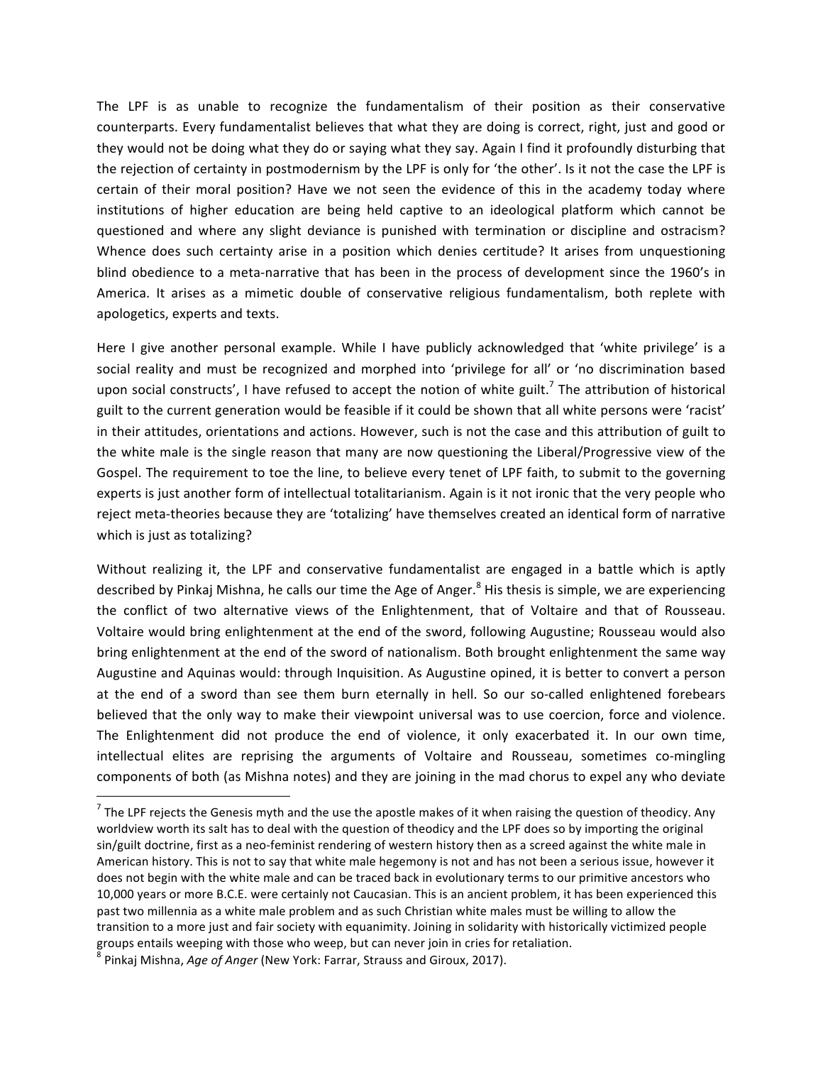The LPF is as unable to recognize the fundamentalism of their position as their conservative counterparts. Every fundamentalist believes that what they are doing is correct, right, just and good or they would not be doing what they do or saying what they say. Again I find it profoundly disturbing that the rejection of certainty in postmodernism by the LPF is only for 'the other'. Is it not the case the LPF is certain of their moral position? Have we not seen the evidence of this in the academy today where institutions of higher education are being held captive to an ideological platform which cannot be questioned and where any slight deviance is punished with termination or discipline and ostracism? Whence does such certainty arise in a position which denies certitude? It arises from unquestioning blind obedience to a meta-narrative that has been in the process of development since the 1960's in America. It arises as a mimetic double of conservative religious fundamentalism, both replete with apologetics, experts and texts.

Here I give another personal example. While I have publicly acknowledged that 'white privilege' is a social reality and must be recognized and morphed into 'privilege for all' or 'no discrimination based upon social constructs', I have refused to accept the notion of white guilt.[7] The attribution of historical guilt to the current generation would be feasible if it could be shown that all white persons were 'racist' in their attitudes, orientations and actions. However, such is not the case and this attribution of guilt to the white male is the single reason that many are now questioning the Liberal/Progressive view of the Gospel. The requirement to toe the line, to believe every tenet of LPF faith, to submit to the governing experts is just another form of intellectual totalitarianism. Again is it not ironic that the very people who reject meta-theories because they are 'totalizing' have themselves created an identical form of narrative which is just as totalizing?

Without realizing it, the LPF and conservative fundamentalist are engaged in a battle which is aptly described by Pinkaj Mishna, he calls our time the Age of Anger.[8] His thesis is simple, we are experiencing the conflict of two alternative views of the Enlightenment, that of Voltaire and that of Rousseau. Voltaire would bring enlightenment at the end of the sword, following Augustine; Rousseau would also bring enlightenment at the end of the sword of nationalism. Both brought enlightenment the same way Augustine and Aquinas would: through Inquisition. As Augustine opined, it is better to convert a person at the end of a sword than see them burn eternally in hell. So our so-called enlightened forebears believed that the only way to make their viewpoint universal was to use coercion, force and violence. The Enlightenment did not produce the end of violence, it only exacerbated it. In our own time, intellectual elites are reprising the arguments of Voltaire and Rousseau, sometimes co-mingling components of both (as Mishna notes) and they are joining in the mad chorus to expel any who deviate

---

[7] The LPF rejects the Genesis myth and the use the apostle makes of it when raising the question of theodicy. Any worldview worth its salt has to deal with the question of theodicy and the LPF does so by importing the original sin/guilt doctrine, first as a neo-feminist rendering of western history then as a screed against the white male in American history. This is not to say that white male hegemony is not and has not been a serious issue, however it does not begin with the white male and can be traced back in evolutionary terms to our primitive ancestors who 10,000 years or more B.C.E. were certainly not Caucasian. This is an ancient problem, it has been experienced this past two millennia as a white male problem and as such Christian white males must be willing to allow the transition to a more just and fair society with equanimity. Joining in solidarity with historically victimized people groups entails weeping with those who weep, but can never join in cries for retaliation.

[8] Pinkaj Mishna, *Age of Anger* (New York: Farrar, Strauss and Giroux, 2017).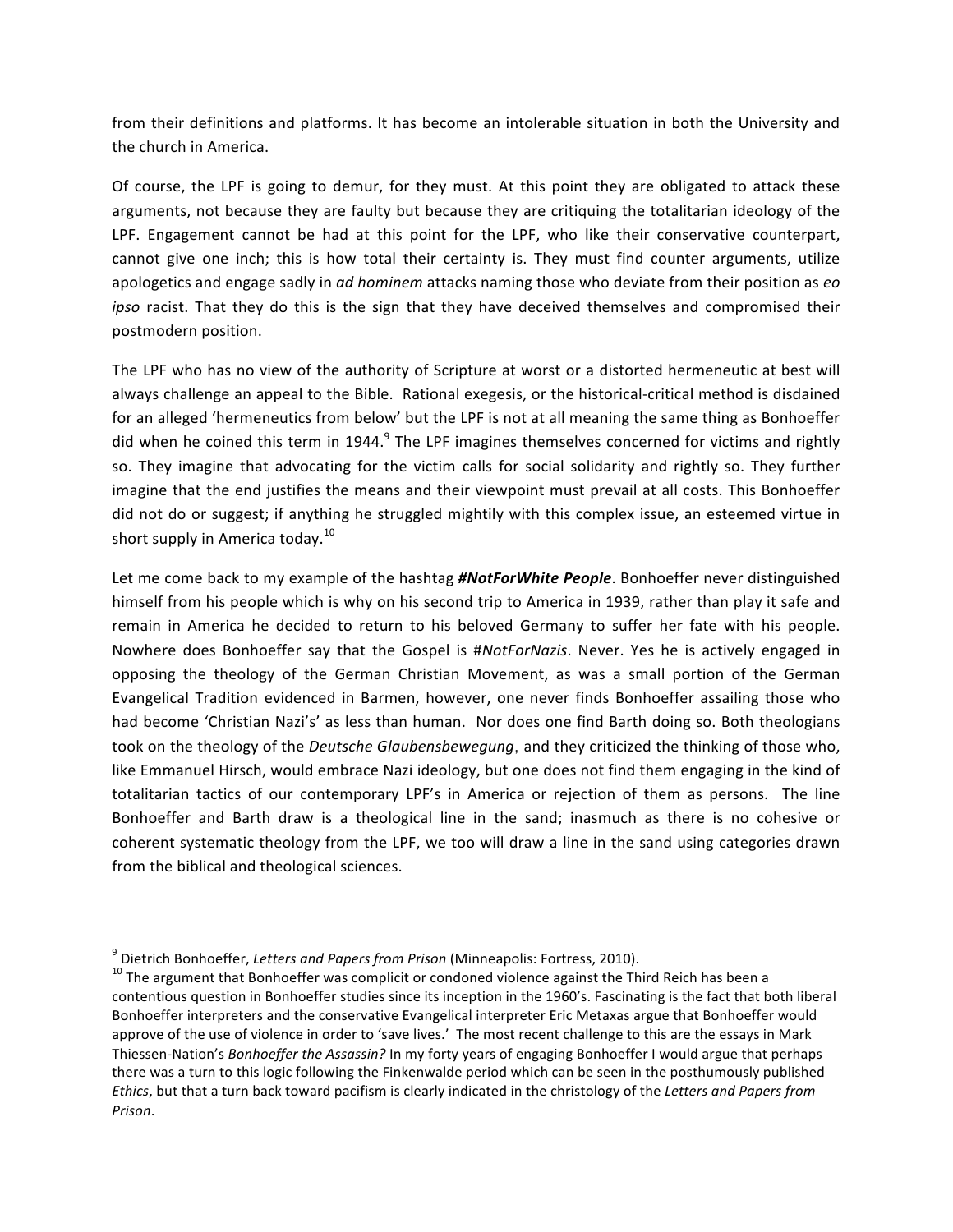from their definitions and platforms. It has become an intolerable situation in both the University and the church in America.

Of course, the LPF is going to demur, for they must. At this point they are obligated to attack these arguments, not because they are faulty but because they are critiquing the totalitarian ideology of the LPF. Engagement cannot be had at this point for the LPF, who like their conservative counterpart, cannot give one inch; this is how total their certainty is. They must find counter arguments, utilize apologetics and engage sadly in *ad hominem* attacks naming those who deviate from their position as *eo ipso* racist. That they do this is the sign that they have deceived themselves and compromised their postmodern position.

The LPF who has no view of the authority of Scripture at worst or a distorted hermeneutic at best will always challenge an appeal to the Bible. Rational exegesis, or the historical-critical method is disdained for an alleged 'hermeneutics from below' but the LPF is not at all meaning the same thing as Bonhoeffer did when he coined this term in 1944.[9] The LPF imagines themselves concerned for victims and rightly so. They imagine that advocating for the victim calls for social solidarity and rightly so. They further imagine that the end justifies the means and their viewpoint must prevail at all costs. This Bonhoeffer did not do or suggest; if anything he struggled mightily with this complex issue, an esteemed virtue in short supply in America today.[10]

Let me come back to my example of the hashtag ***#NotForWhite People***. Bonhoeffer never distinguished himself from his people which is why on his second trip to America in 1939, rather than play it safe and remain in America he decided to return to his beloved Germany to suffer her fate with his people. Nowhere does Bonhoeffer say that the Gospel is *#NotForNazis*. Never. Yes he is actively engaged in opposing the theology of the German Christian Movement, as was a small portion of the German Evangelical Tradition evidenced in Barmen, however, one never finds Bonhoeffer assailing those who had become 'Christian Nazi's' as less than human. Nor does one find Barth doing so. Both theologians took on the theology of the *Deutsche Glaubensbewegung*, and they criticized the thinking of those who, like Emmanuel Hirsch, would embrace Nazi ideology, but one does not find them engaging in the kind of totalitarian tactics of our contemporary LPF's in America or rejection of them as persons. The line Bonhoeffer and Barth draw is a theological line in the sand; inasmuch as there is no cohesive or coherent systematic theology from the LPF, we too will draw a line in the sand using categories drawn from the biblical and theological sciences.

---

[9] Dietrich Bonhoeffer, *Letters and Papers from Prison* (Minneapolis: Fortress, 2010).

[10] The argument that Bonhoeffer was complicit or condoned violence against the Third Reich has been a contentious question in Bonhoeffer studies since its inception in the 1960's. Fascinating is the fact that both liberal Bonhoeffer interpreters and the conservative Evangelical interpreter Eric Metaxas argue that Bonhoeffer would approve of the use of violence in order to 'save lives.' The most recent challenge to this are the essays in Mark Thiessen-Nation's *Bonhoeffer the Assassin?* In my forty years of engaging Bonhoeffer I would argue that perhaps there was a turn to this logic following the Finkenwalde period which can be seen in the posthumously published *Ethics*, but that a turn back toward pacifism is clearly indicated in the christology of the *Letters and Papers from Prison*.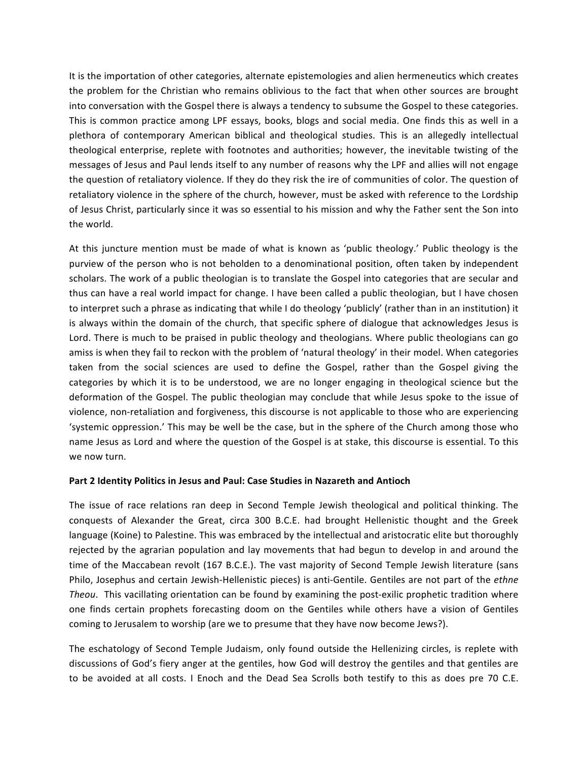It is the importation of other categories, alternate epistemologies and alien hermeneutics which creates the problem for the Christian who remains oblivious to the fact that when other sources are brought into conversation with the Gospel there is always a tendency to subsume the Gospel to these categories. This is common practice among LPF essays, books, blogs and social media. One finds this as well in a plethora of contemporary American biblical and theological studies. This is an allegedly intellectual theological enterprise, replete with footnotes and authorities; however, the inevitable twisting of the messages of Jesus and Paul lends itself to any number of reasons why the LPF and allies will not engage the question of retaliatory violence. If they do they risk the ire of communities of color. The question of retaliatory violence in the sphere of the church, however, must be asked with reference to the Lordship of Jesus Christ, particularly since it was so essential to his mission and why the Father sent the Son into the world.

At this juncture mention must be made of what is known as 'public theology.' Public theology is the purview of the person who is not beholden to a denominational position, often taken by independent scholars. The work of a public theologian is to translate the Gospel into categories that are secular and thus can have a real world impact for change. I have been called a public theologian, but I have chosen to interpret such a phrase as indicating that while I do theology 'publicly' (rather than in an institution) it is always within the domain of the church, that specific sphere of dialogue that acknowledges Jesus is Lord. There is much to be praised in public theology and theologians. Where public theologians can go amiss is when they fail to reckon with the problem of 'natural theology' in their model. When categories taken from the social sciences are used to define the Gospel, rather than the Gospel giving the categories by which it is to be understood, we are no longer engaging in theological science but the deformation of the Gospel. The public theologian may conclude that while Jesus spoke to the issue of violence, non-retaliation and forgiveness, this discourse is not applicable to those who are experiencing 'systemic oppression.' This may be well be the case, but in the sphere of the Church among those who name Jesus as Lord and where the question of the Gospel is at stake, this discourse is essential. To this we now turn.

**Part 2 Identity Politics in Jesus and Paul: Case Studies in Nazareth and Antioch**

The issue of race relations ran deep in Second Temple Jewish theological and political thinking. The conquests of Alexander the Great, circa 300 B.C.E. had brought Hellenistic thought and the Greek language (Koine) to Palestine. This was embraced by the intellectual and aristocratic elite but thoroughly rejected by the agrarian population and lay movements that had begun to develop in and around the time of the Maccabean revolt (167 B.C.E.). The vast majority of Second Temple Jewish literature (sans Philo, Josephus and certain Jewish-Hellenistic pieces) is anti-Gentile. Gentiles are not part of the *ethne Theou*. This vacillating orientation can be found by examining the post-exilic prophetic tradition where one finds certain prophets forecasting doom on the Gentiles while others have a vision of Gentiles coming to Jerusalem to worship (are we to presume that they have now become Jews?).

The eschatology of Second Temple Judaism, only found outside the Hellenizing circles, is replete with discussions of God's fiery anger at the gentiles, how God will destroy the gentiles and that gentiles are to be avoided at all costs. I Enoch and the Dead Sea Scrolls both testify to this as does pre 70 C.E.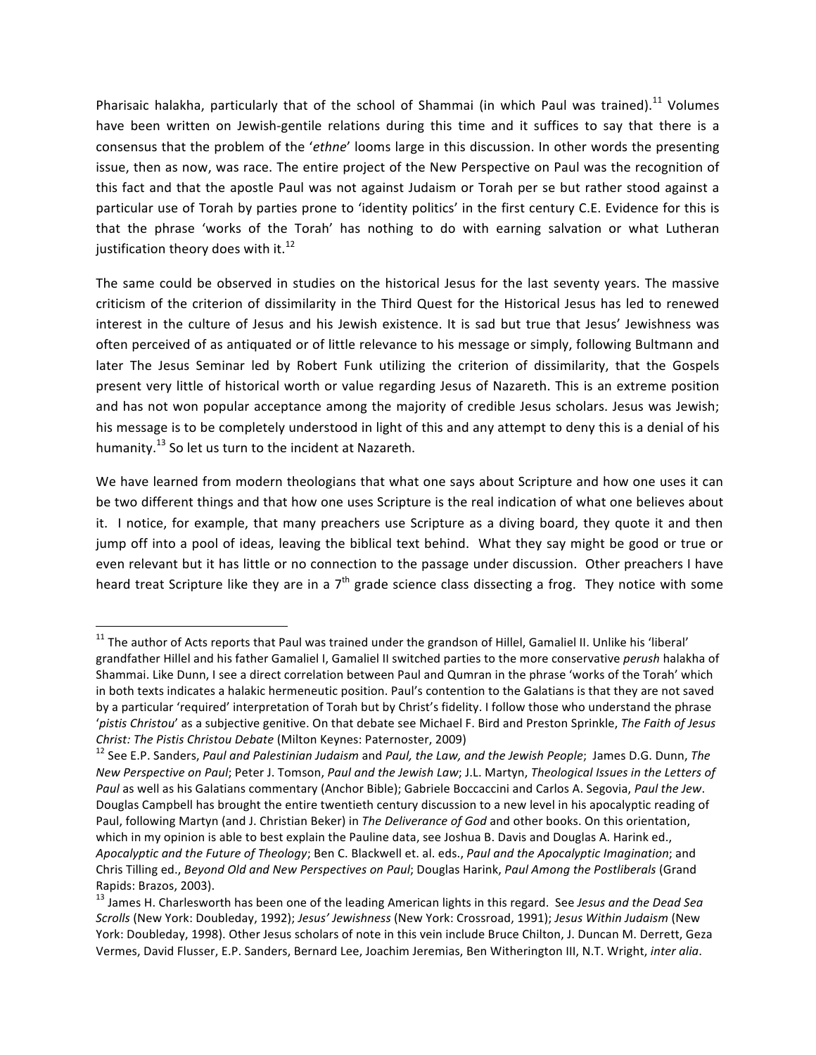Pharisaic halakha, particularly that of the school of Shammai (in which Paul was trained).[11] Volumes have been written on Jewish-gentile relations during this time and it suffices to say that there is a consensus that the problem of the '*ethne*' looms large in this discussion. In other words the presenting issue, then as now, was race. The entire project of the New Perspective on Paul was the recognition of this fact and that the apostle Paul was not against Judaism or Torah per se but rather stood against a particular use of Torah by parties prone to 'identity politics' in the first century C.E. Evidence for this is that the phrase 'works of the Torah' has nothing to do with earning salvation or what Lutheran justification theory does with it.[12]

The same could be observed in studies on the historical Jesus for the last seventy years. The massive criticism of the criterion of dissimilarity in the Third Quest for the Historical Jesus has led to renewed interest in the culture of Jesus and his Jewish existence. It is sad but true that Jesus' Jewishness was often perceived of as antiquated or of little relevance to his message or simply, following Bultmann and later The Jesus Seminar led by Robert Funk utilizing the criterion of dissimilarity, that the Gospels present very little of historical worth or value regarding Jesus of Nazareth. This is an extreme position and has not won popular acceptance among the majority of credible Jesus scholars. Jesus was Jewish; his message is to be completely understood in light of this and any attempt to deny this is a denial of his humanity.[13] So let us turn to the incident at Nazareth.

We have learned from modern theologians that what one says about Scripture and how one uses it can be two different things and that how one uses Scripture is the real indication of what one believes about it. I notice, for example, that many preachers use Scripture as a diving board, they quote it and then jump off into a pool of ideas, leaving the biblical text behind. What they say might be good or true or even relevant but it has little or no connection to the passage under discussion. Other preachers I have heard treat Scripture like they are in a 7th grade science class dissecting a frog. They notice with some

---

[11] The author of Acts reports that Paul was trained under the grandson of Hillel, Gamaliel II. Unlike his 'liberal' grandfather Hillel and his father Gamaliel I, Gamaliel II switched parties to the more conservative *perush* halakha of Shammai. Like Dunn, I see a direct correlation between Paul and Qumran in the phrase 'works of the Torah' which in both texts indicates a halakic hermeneutic position. Paul's contention to the Galatians is that they are not saved by a particular 'required' interpretation of Torah but by Christ's fidelity. I follow those who understand the phrase '*pistis Christou*' as a subjective genitive. On that debate see Michael F. Bird and Preston Sprinkle, *The Faith of Jesus Christ: The Pistis Christou Debate* (Milton Keynes: Paternoster, 2009)

[12] See E.P. Sanders, *Paul and Palestinian Judaism* and *Paul, the Law, and the Jewish People*; James D.G. Dunn, *The New Perspective on Paul*; Peter J. Tomson, *Paul and the Jewish Law*; J.L. Martyn, *Theological Issues in the Letters of Paul* as well as his Galatians commentary (Anchor Bible); Gabriele Boccaccini and Carlos A. Segovia, *Paul the Jew*. Douglas Campbell has brought the entire twentieth century discussion to a new level in his apocalyptic reading of Paul, following Martyn (and J. Christian Beker) in *The Deliverance of God* and other books. On this orientation, which in my opinion is able to best explain the Pauline data, see Joshua B. Davis and Douglas A. Harink ed., *Apocalyptic and the Future of Theology*; Ben C. Blackwell et. al. eds., *Paul and the Apocalyptic Imagination*; and Chris Tilling ed., *Beyond Old and New Perspectives on Paul*; Douglas Harink, *Paul Among the Postliberals* (Grand Rapids: Brazos, 2003).

[13] James H. Charlesworth has been one of the leading American lights in this regard. See *Jesus and the Dead Sea Scrolls* (New York: Doubleday, 1992); *Jesus' Jewishness* (New York: Crossroad, 1991); *Jesus Within Judaism* (New York: Doubleday, 1998). Other Jesus scholars of note in this vein include Bruce Chilton, J. Duncan M. Derrett, Geza Vermes, David Flusser, E.P. Sanders, Bernard Lee, Joachim Jeremias, Ben Witherington III, N.T. Wright, *inter alia*.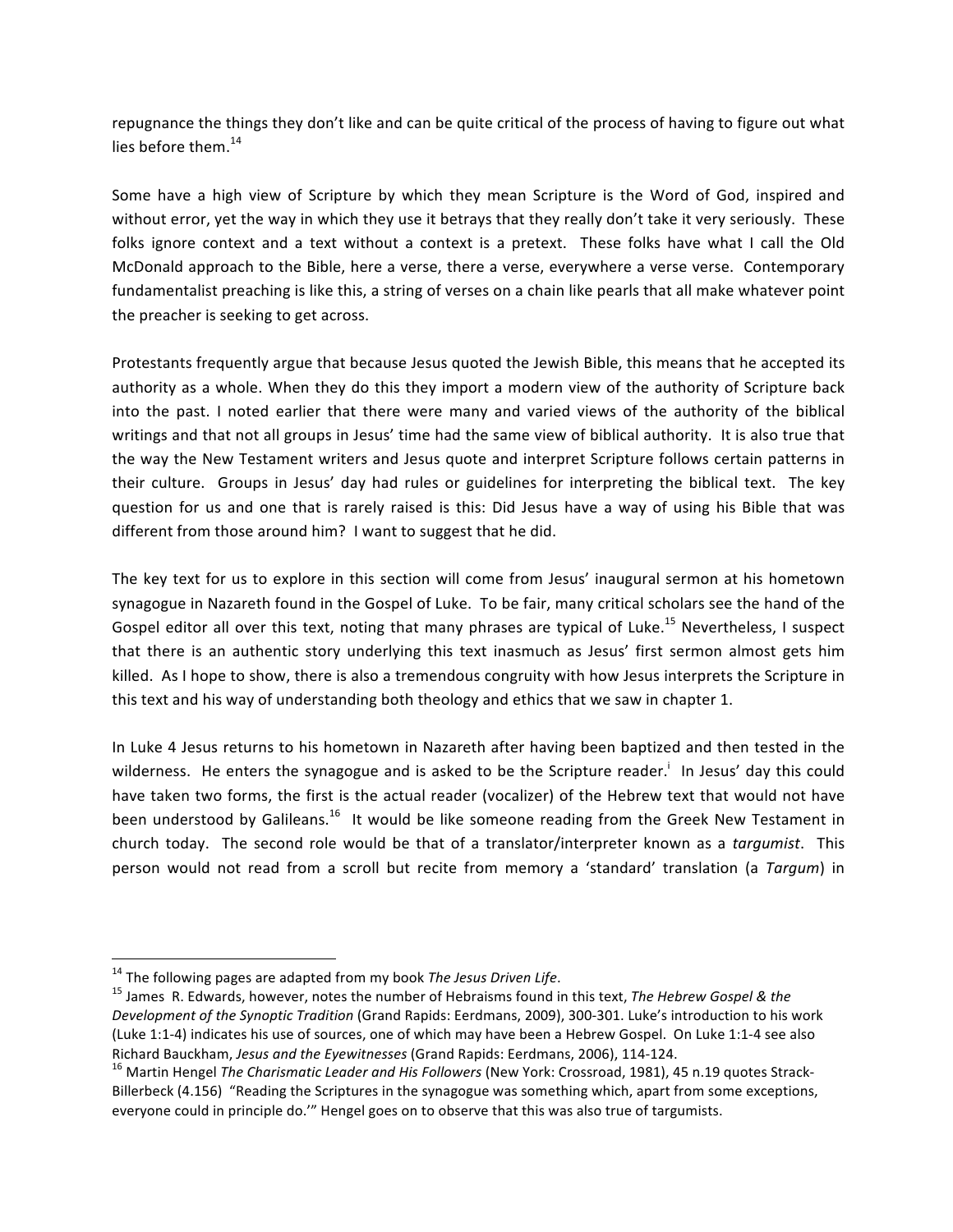repugnance the things they don't like and can be quite critical of the process of having to figure out what lies before them.[14]

Some have a high view of Scripture by which they mean Scripture is the Word of God, inspired and without error, yet the way in which they use it betrays that they really don't take it very seriously. These folks ignore context and a text without a context is a pretext. These folks have what I call the Old McDonald approach to the Bible, here a verse, there a verse, everywhere a verse verse. Contemporary fundamentalist preaching is like this, a string of verses on a chain like pearls that all make whatever point the preacher is seeking to get across.

Protestants frequently argue that because Jesus quoted the Jewish Bible, this means that he accepted its authority as a whole. When they do this they import a modern view of the authority of Scripture back into the past. I noted earlier that there were many and varied views of the authority of the biblical writings and that not all groups in Jesus' time had the same view of biblical authority. It is also true that the way the New Testament writers and Jesus quote and interpret Scripture follows certain patterns in their culture. Groups in Jesus' day had rules or guidelines for interpreting the biblical text. The key question for us and one that is rarely raised is this: Did Jesus have a way of using his Bible that was different from those around him? I want to suggest that he did.

The key text for us to explore in this section will come from Jesus' inaugural sermon at his hometown synagogue in Nazareth found in the Gospel of Luke. To be fair, many critical scholars see the hand of the Gospel editor all over this text, noting that many phrases are typical of Luke.[15] Nevertheless, I suspect that there is an authentic story underlying this text inasmuch as Jesus' first sermon almost gets him killed. As I hope to show, there is also a tremendous congruity with how Jesus interprets the Scripture in this text and his way of understanding both theology and ethics that we saw in chapter 1.

In Luke 4 Jesus returns to his hometown in Nazareth after having been baptized and then tested in the wilderness. He enters the synagogue and is asked to be the Scripture reader.[i] In Jesus' day this could have taken two forms, the first is the actual reader (vocalizer) of the Hebrew text that would not have been understood by Galileans.[16] It would be like someone reading from the Greek New Testament in church today. The second role would be that of a translator/interpreter known as a *targumist*. This person would not read from a scroll but recite from memory a 'standard' translation (a *Targum*) in

---

[14] The following pages are adapted from my book *The Jesus Driven Life*.

[15] James R. Edwards, however, notes the number of Hebraisms found in this text, *The Hebrew Gospel & the Development of the Synoptic Tradition* (Grand Rapids: Eerdmans, 2009), 300-301. Luke's introduction to his work (Luke 1:1-4) indicates his use of sources, one of which may have been a Hebrew Gospel. On Luke 1:1-4 see also Richard Bauckham, *Jesus and the Eyewitnesses* (Grand Rapids: Eerdmans, 2006), 114-124.

[16] Martin Hengel *The Charismatic Leader and His Followers* (New York: Crossroad, 1981), 45 n.19 quotes Strack-Billerbeck (4.156) "Reading the Scriptures in the synagogue was something which, apart from some exceptions, everyone could in principle do.'" Hengel goes on to observe that this was also true of targumists.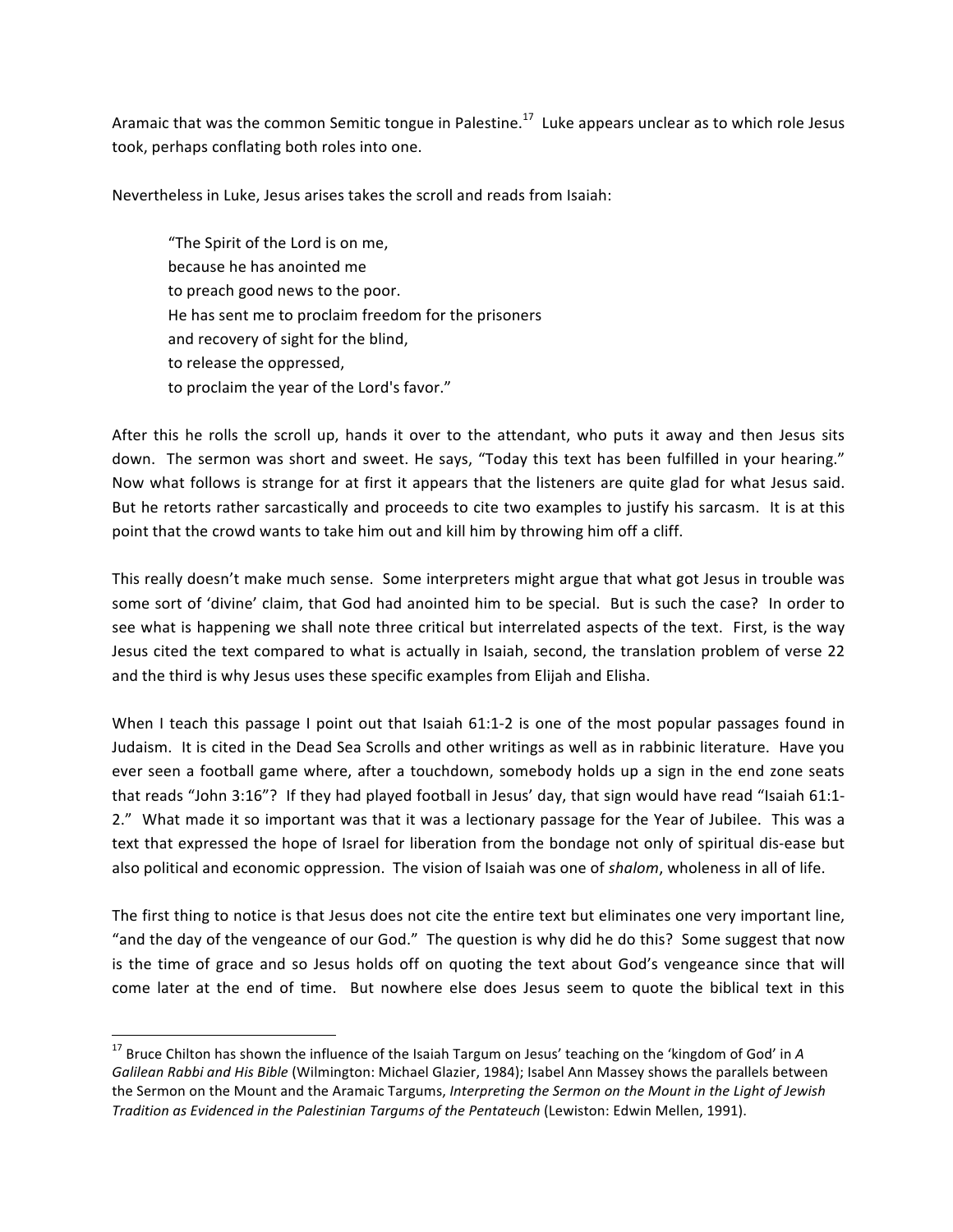Aramaic that was the common Semitic tongue in Palestine.[17] Luke appears unclear as to which role Jesus took, perhaps conflating both roles into one.

Nevertheless in Luke, Jesus arises takes the scroll and reads from Isaiah:

> "The Spirit of the Lord is on me,
> because he has anointed me
> to preach good news to the poor.
> He has sent me to proclaim freedom for the prisoners
> and recovery of sight for the blind,
> to release the oppressed,
> to proclaim the year of the Lord's favor."

After this he rolls the scroll up, hands it over to the attendant, who puts it away and then Jesus sits down. The sermon was short and sweet. He says, "Today this text has been fulfilled in your hearing." Now what follows is strange for at first it appears that the listeners are quite glad for what Jesus said. But he retorts rather sarcastically and proceeds to cite two examples to justify his sarcasm. It is at this point that the crowd wants to take him out and kill him by throwing him off a cliff.

This really doesn't make much sense. Some interpreters might argue that what got Jesus in trouble was some sort of 'divine' claim, that God had anointed him to be special. But is such the case? In order to see what is happening we shall note three critical but interrelated aspects of the text. First, is the way Jesus cited the text compared to what is actually in Isaiah, second, the translation problem of verse 22 and the third is why Jesus uses these specific examples from Elijah and Elisha.

When I teach this passage I point out that Isaiah 61:1-2 is one of the most popular passages found in Judaism. It is cited in the Dead Sea Scrolls and other writings as well as in rabbinic literature. Have you ever seen a football game where, after a touchdown, somebody holds up a sign in the end zone seats that reads "John 3:16"? If they had played football in Jesus' day, that sign would have read "Isaiah 61:1-2." What made it so important was that it was a lectionary passage for the Year of Jubilee. This was a text that expressed the hope of Israel for liberation from the bondage not only of spiritual dis-ease but also political and economic oppression. The vision of Isaiah was one of *shalom*, wholeness in all of life.

The first thing to notice is that Jesus does not cite the entire text but eliminates one very important line, "and the day of the vengeance of our God." The question is why did he do this? Some suggest that now is the time of grace and so Jesus holds off on quoting the text about God's vengeance since that will come later at the end of time. But nowhere else does Jesus seem to quote the biblical text in this

---

[17] Bruce Chilton has shown the influence of the Isaiah Targum on Jesus' teaching on the 'kingdom of God' in *A Galilean Rabbi and His Bible* (Wilmington: Michael Glazier, 1984); Isabel Ann Massey shows the parallels between the Sermon on the Mount and the Aramaic Targums, *Interpreting the Sermon on the Mount in the Light of Jewish Tradition as Evidenced in the Palestinian Targums of the Pentateuch* (Lewiston: Edwin Mellen, 1991).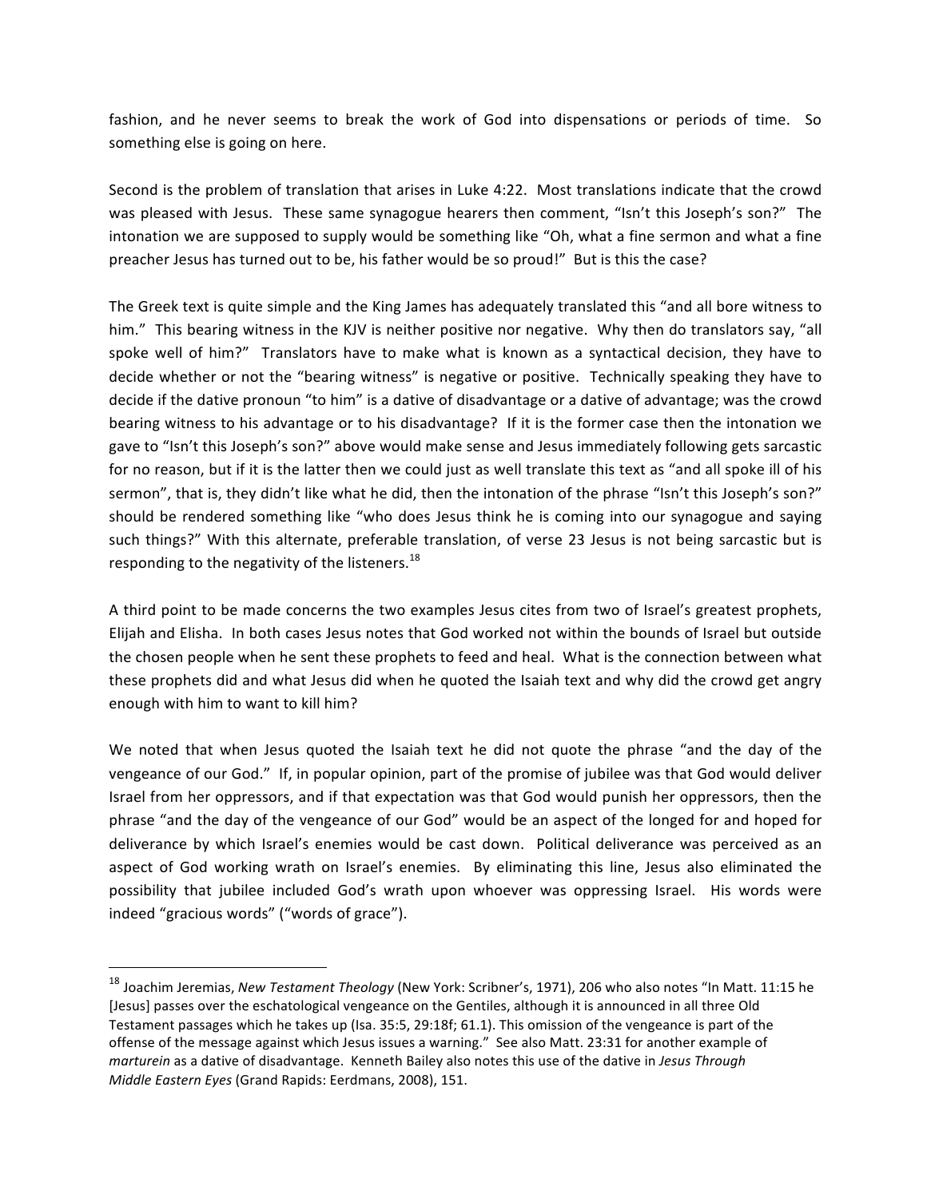fashion, and he never seems to break the work of God into dispensations or periods of time. So something else is going on here.

Second is the problem of translation that arises in Luke 4:22. Most translations indicate that the crowd was pleased with Jesus. These same synagogue hearers then comment, "Isn't this Joseph's son?" The intonation we are supposed to supply would be something like "Oh, what a fine sermon and what a fine preacher Jesus has turned out to be, his father would be so proud!" But is this the case?

The Greek text is quite simple and the King James has adequately translated this "and all bore witness to him." This bearing witness in the KJV is neither positive nor negative. Why then do translators say, "all spoke well of him?" Translators have to make what is known as a syntactical decision, they have to decide whether or not the "bearing witness" is negative or positive. Technically speaking they have to decide if the dative pronoun "to him" is a dative of disadvantage or a dative of advantage; was the crowd bearing witness to his advantage or to his disadvantage? If it is the former case then the intonation we gave to "Isn't this Joseph's son?" above would make sense and Jesus immediately following gets sarcastic for no reason, but if it is the latter then we could just as well translate this text as "and all spoke ill of his sermon", that is, they didn't like what he did, then the intonation of the phrase "Isn't this Joseph's son?" should be rendered something like "who does Jesus think he is coming into our synagogue and saying such things?" With this alternate, preferable translation, of verse 23 Jesus is not being sarcastic but is responding to the negativity of the listeners.[18]

A third point to be made concerns the two examples Jesus cites from two of Israel's greatest prophets, Elijah and Elisha. In both cases Jesus notes that God worked not within the bounds of Israel but outside the chosen people when he sent these prophets to feed and heal. What is the connection between what these prophets did and what Jesus did when he quoted the Isaiah text and why did the crowd get angry enough with him to want to kill him?

We noted that when Jesus quoted the Isaiah text he did not quote the phrase "and the day of the vengeance of our God." If, in popular opinion, part of the promise of jubilee was that God would deliver Israel from her oppressors, and if that expectation was that God would punish her oppressors, then the phrase "and the day of the vengeance of our God" would be an aspect of the longed for and hoped for deliverance by which Israel's enemies would be cast down. Political deliverance was perceived as an aspect of God working wrath on Israel's enemies. By eliminating this line, Jesus also eliminated the possibility that jubilee included God's wrath upon whoever was oppressing Israel. His words were indeed "gracious words" ("words of grace").

---

[18] Joachim Jeremias, *New Testament Theology* (New York: Scribner's, 1971), 206 who also notes "In Matt. 11:15 he [Jesus] passes over the eschatological vengeance on the Gentiles, although it is announced in all three Old Testament passages which he takes up (Isa. 35:5, 29:18f; 61.1). This omission of the vengeance is part of the offense of the message against which Jesus issues a warning." See also Matt. 23:31 for another example of *marturein* as a dative of disadvantage. Kenneth Bailey also notes this use of the dative in *Jesus Through Middle Eastern Eyes* (Grand Rapids: Eerdmans, 2008), 151.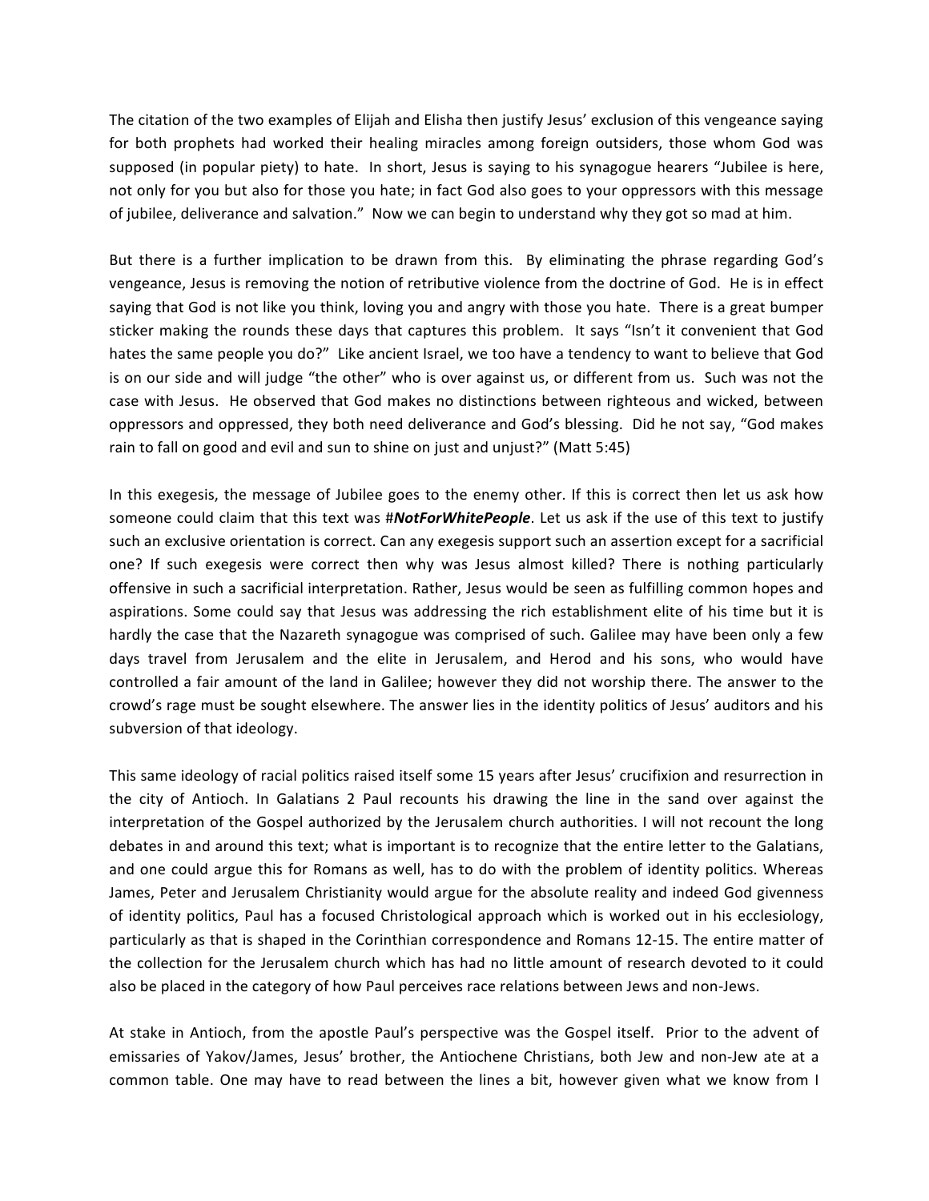The citation of the two examples of Elijah and Elisha then justify Jesus' exclusion of this vengeance saying for both prophets had worked their healing miracles among foreign outsiders, those whom God was supposed (in popular piety) to hate. In short, Jesus is saying to his synagogue hearers "Jubilee is here, not only for you but also for those you hate; in fact God also goes to your oppressors with this message of jubilee, deliverance and salvation." Now we can begin to understand why they got so mad at him.

But there is a further implication to be drawn from this. By eliminating the phrase regarding God's vengeance, Jesus is removing the notion of retributive violence from the doctrine of God. He is in effect saying that God is not like you think, loving you and angry with those you hate. There is a great bumper sticker making the rounds these days that captures this problem. It says "Isn't it convenient that God hates the same people you do?" Like ancient Israel, we too have a tendency to want to believe that God is on our side and will judge "the other" who is over against us, or different from us. Such was not the case with Jesus. He observed that God makes no distinctions between righteous and wicked, between oppressors and oppressed, they both need deliverance and God's blessing. Did he not say, "God makes rain to fall on good and evil and sun to shine on just and unjust?" (Matt 5:45)

In this exegesis, the message of Jubilee goes to the enemy other. If this is correct then let us ask how someone could claim that this text was #***NotForWhitePeople***. Let us ask if the use of this text to justify such an exclusive orientation is correct. Can any exegesis support such an assertion except for a sacrificial one? If such exegesis were correct then why was Jesus almost killed? There is nothing particularly offensive in such a sacrificial interpretation. Rather, Jesus would be seen as fulfilling common hopes and aspirations. Some could say that Jesus was addressing the rich establishment elite of his time but it is hardly the case that the Nazareth synagogue was comprised of such. Galilee may have been only a few days travel from Jerusalem and the elite in Jerusalem, and Herod and his sons, who would have controlled a fair amount of the land in Galilee; however they did not worship there. The answer to the crowd's rage must be sought elsewhere. The answer lies in the identity politics of Jesus' auditors and his subversion of that ideology.

This same ideology of racial politics raised itself some 15 years after Jesus' crucifixion and resurrection in the city of Antioch. In Galatians 2 Paul recounts his drawing the line in the sand over against the interpretation of the Gospel authorized by the Jerusalem church authorities. I will not recount the long debates in and around this text; what is important is to recognize that the entire letter to the Galatians, and one could argue this for Romans as well, has to do with the problem of identity politics. Whereas James, Peter and Jerusalem Christianity would argue for the absolute reality and indeed God givenness of identity politics, Paul has a focused Christological approach which is worked out in his ecclesiology, particularly as that is shaped in the Corinthian correspondence and Romans 12-15. The entire matter of the collection for the Jerusalem church which has had no little amount of research devoted to it could also be placed in the category of how Paul perceives race relations between Jews and non-Jews.

At stake in Antioch, from the apostle Paul's perspective was the Gospel itself. Prior to the advent of emissaries of Yakov/James, Jesus' brother, the Antiochene Christians, both Jew and non-Jew ate at a common table. One may have to read between the lines a bit, however given what we know from I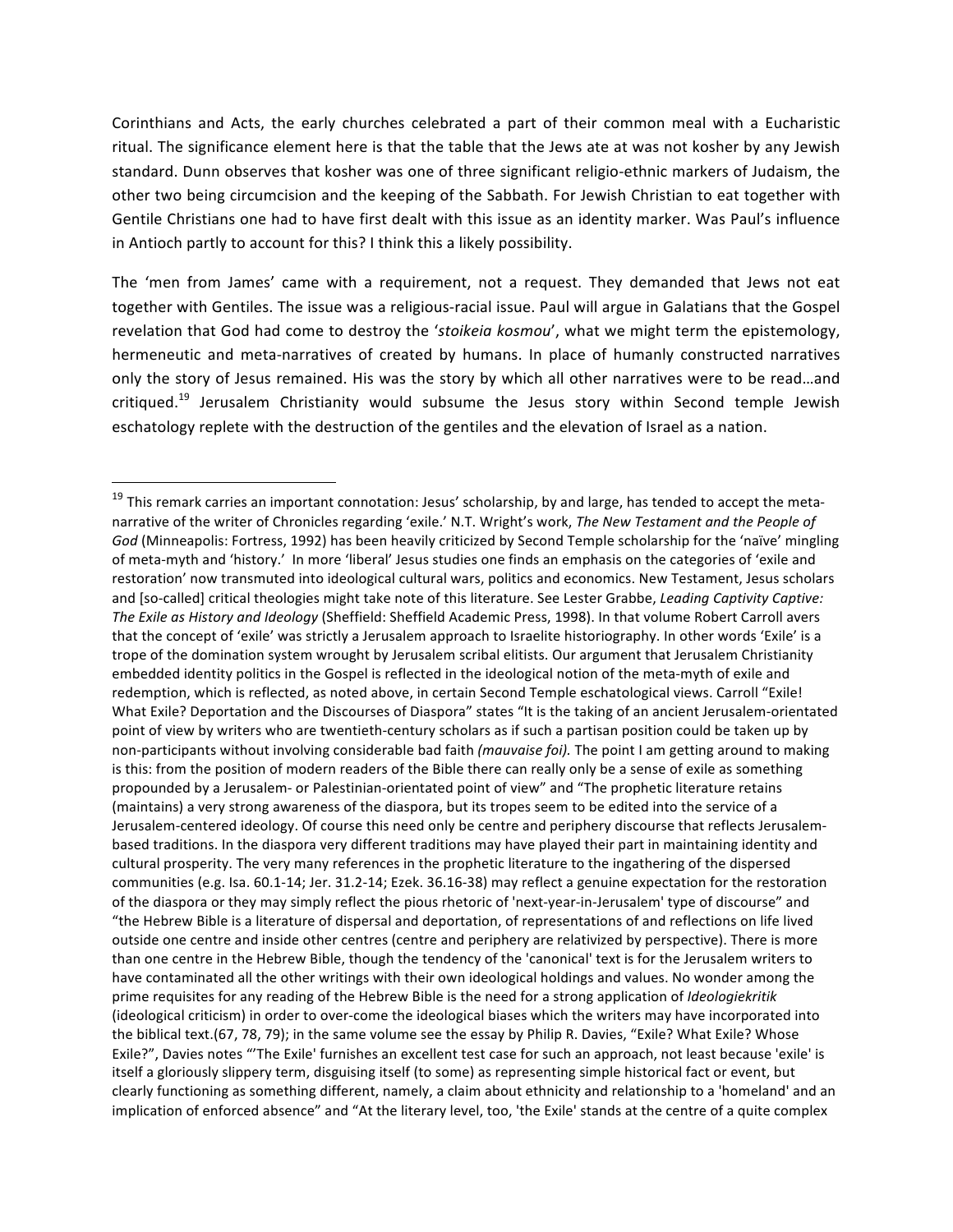Corinthians and Acts, the early churches celebrated a part of their common meal with a Eucharistic ritual. The significance element here is that the table that the Jews ate at was not kosher by any Jewish standard. Dunn observes that kosher was one of three significant religio-ethnic markers of Judaism, the other two being circumcision and the keeping of the Sabbath. For Jewish Christian to eat together with Gentile Christians one had to have first dealt with this issue as an identity marker. Was Paul's influence in Antioch partly to account for this? I think this a likely possibility.

The 'men from James' came with a requirement, not a request. They demanded that Jews not eat together with Gentiles. The issue was a religious-racial issue. Paul will argue in Galatians that the Gospel revelation that God had come to destroy the '*stoikeia kosmou*', what we might term the epistemology, hermeneutic and meta-narratives of created by humans. In place of humanly constructed narratives only the story of Jesus remained. His was the story by which all other narratives were to be read…and critiqued.[19] Jerusalem Christianity would subsume the Jesus story within Second temple Jewish eschatology replete with the destruction of the gentiles and the elevation of Israel as a nation.

---

[19] This remark carries an important connotation: Jesus' scholarship, by and large, has tended to accept the meta-narrative of the writer of Chronicles regarding 'exile.' N.T. Wright's work, *The New Testament and the People of God* (Minneapolis: Fortress, 1992) has been heavily criticized by Second Temple scholarship for the 'naïve' mingling of meta-myth and 'history.' In more 'liberal' Jesus studies one finds an emphasis on the categories of 'exile and restoration' now transmuted into ideological cultural wars, politics and economics. New Testament, Jesus scholars and [so-called] critical theologies might take note of this literature. See Lester Grabbe, *Leading Captivity Captive: The Exile as History and Ideology* (Sheffield: Sheffield Academic Press, 1998). In that volume Robert Carroll avers that the concept of 'exile' was strictly a Jerusalem approach to Israelite historiography. In other words 'Exile' is a trope of the domination system wrought by Jerusalem scribal elitists. Our argument that Jerusalem Christianity embedded identity politics in the Gospel is reflected in the ideological notion of the meta-myth of exile and redemption, which is reflected, as noted above, in certain Second Temple eschatological views. Carroll "Exile! What Exile? Deportation and the Discourses of Diaspora" states "It is the taking of an ancient Jerusalem-orientated point of view by writers who are twentieth-century scholars as if such a partisan position could be taken up by non-participants without involving considerable bad faith *(mauvaise foi).* The point I am getting around to making is this: from the position of modern readers of the Bible there can really only be a sense of exile as something propounded by a Jerusalem- or Palestinian-orientated point of view" and "The prophetic literature retains (maintains) a very strong awareness of the diaspora, but its tropes seem to be edited into the service of a Jerusalem-centered ideology. Of course this need only be centre and periphery discourse that reflects Jerusalem-based traditions. In the diaspora very different traditions may have played their part in maintaining identity and cultural prosperity. The very many references in the prophetic literature to the ingathering of the dispersed communities (e.g. Isa. 60.1-14; Jer. 31.2-14; Ezek. 36.16-38) may reflect a genuine expectation for the restoration of the diaspora or they may simply reflect the pious rhetoric of 'next-year-in-Jerusalem' type of discourse" and "the Hebrew Bible is a literature of dispersal and deportation, of representations of and reflections on life lived outside one centre and inside other centres (centre and periphery are relativized by perspective). There is more than one centre in the Hebrew Bible, though the tendency of the 'canonical' text is for the Jerusalem writers to have contaminated all the other writings with their own ideological holdings and values. No wonder among the prime requisites for any reading of the Hebrew Bible is the need for a strong application of *Ideologiekritik* (ideological criticism) in order to over-come the ideological biases which the writers may have incorporated into the biblical text.(67, 78, 79); in the same volume see the essay by Philip R. Davies, "Exile? What Exile? Whose Exile?", Davies notes "'The Exile' furnishes an excellent test case for such an approach, not least because 'exile' is itself a gloriously slippery term, disguising itself (to some) as representing simple historical fact or event, but clearly functioning as something different, namely, a claim about ethnicity and relationship to a 'homeland' and an implication of enforced absence" and "At the literary level, too, 'the Exile' stands at the centre of a quite complex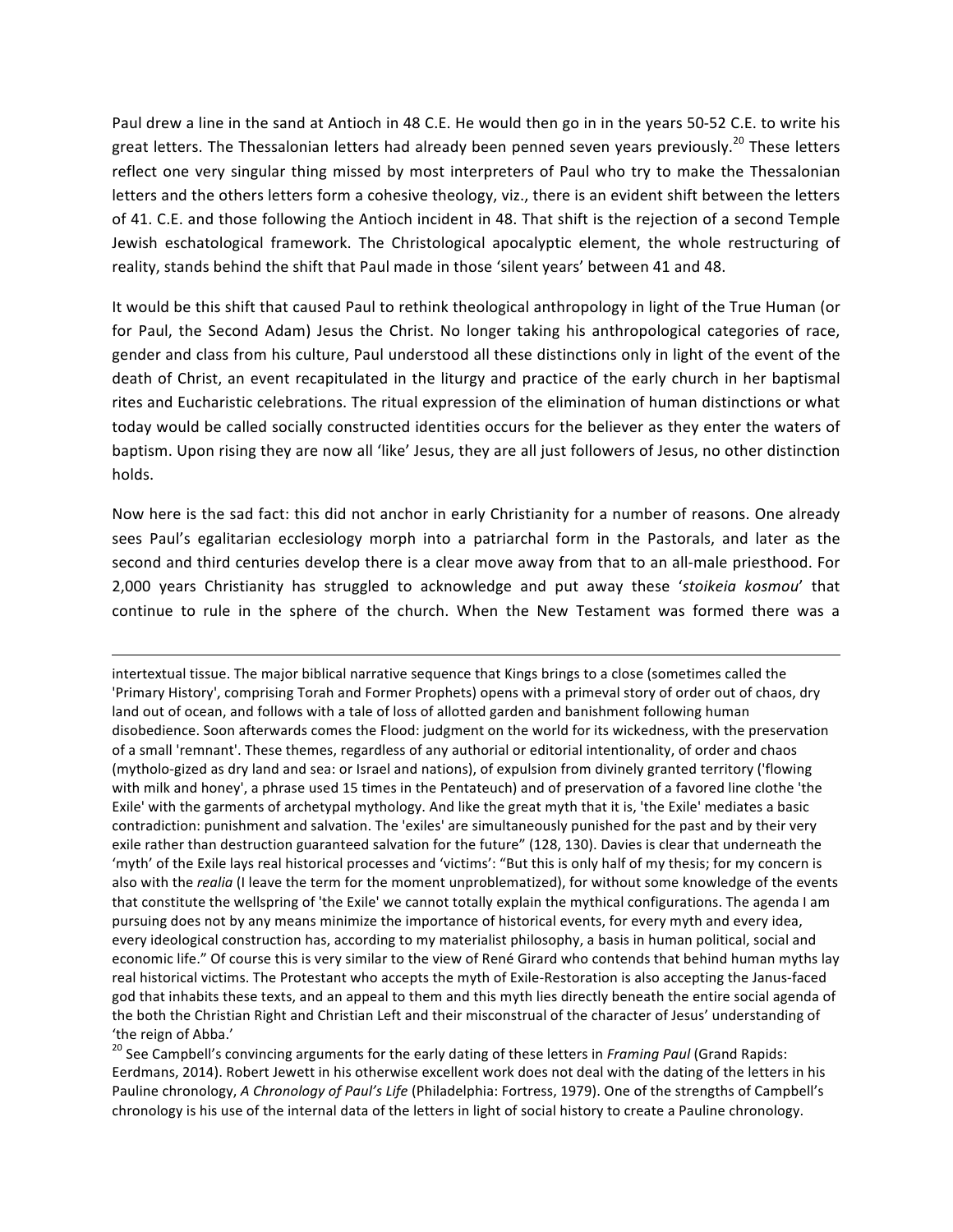Paul drew a line in the sand at Antioch in 48 C.E. He would then go in in the years 50-52 C.E. to write his great letters. The Thessalonian letters had already been penned seven years previously.[20] These letters reflect one very singular thing missed by most interpreters of Paul who try to make the Thessalonian letters and the others letters form a cohesive theology, viz., there is an evident shift between the letters of 41. C.E. and those following the Antioch incident in 48. That shift is the rejection of a second Temple Jewish eschatological framework. The Christological apocalyptic element, the whole restructuring of reality, stands behind the shift that Paul made in those 'silent years' between 41 and 48.

It would be this shift that caused Paul to rethink theological anthropology in light of the True Human (or for Paul, the Second Adam) Jesus the Christ. No longer taking his anthropological categories of race, gender and class from his culture, Paul understood all these distinctions only in light of the event of the death of Christ, an event recapitulated in the liturgy and practice of the early church in her baptismal rites and Eucharistic celebrations. The ritual expression of the elimination of human distinctions or what today would be called socially constructed identities occurs for the believer as they enter the waters of baptism. Upon rising they are now all 'like' Jesus, they are all just followers of Jesus, no other distinction holds.

Now here is the sad fact: this did not anchor in early Christianity for a number of reasons. One already sees Paul's egalitarian ecclesiology morph into a patriarchal form in the Pastorals, and later as the second and third centuries develop there is a clear move away from that to an all-male priesthood. For 2,000 years Christianity has struggled to acknowledge and put away these '*stoikeia kosmou*' that continue to rule in the sphere of the church. When the New Testament was formed there was a

---

intertextual tissue. The major biblical narrative sequence that Kings brings to a close (sometimes called the 'Primary History', comprising Torah and Former Prophets) opens with a primeval story of order out of chaos, dry land out of ocean, and follows with a tale of loss of allotted garden and banishment following human disobedience. Soon afterwards comes the Flood: judgment on the world for its wickedness, with the preservation of a small 'remnant'. These themes, regardless of any authorial or editorial intentionality, of order and chaos (mytholo-gized as dry land and sea: or Israel and nations), of expulsion from divinely granted territory ('flowing with milk and honey', a phrase used 15 times in the Pentateuch) and of preservation of a favored line clothe 'the Exile' with the garments of archetypal mythology. And like the great myth that it is, 'the Exile' mediates a basic contradiction: punishment and salvation. The 'exiles' are simultaneously punished for the past and by their very exile rather than destruction guaranteed salvation for the future" (128, 130). Davies is clear that underneath the 'myth' of the Exile lays real historical processes and 'victims': "But this is only half of my thesis; for my concern is also with the *realia* (I leave the term for the moment unproblematized), for without some knowledge of the events that constitute the wellspring of 'the Exile' we cannot totally explain the mythical configurations. The agenda I am pursuing does not by any means minimize the importance of historical events, for every myth and every idea, every ideological construction has, according to my materialist philosophy, a basis in human political, social and economic life." Of course this is very similar to the view of René Girard who contends that behind human myths lay real historical victims. The Protestant who accepts the myth of Exile-Restoration is also accepting the Janus-faced god that inhabits these texts, and an appeal to them and this myth lies directly beneath the entire social agenda of the both the Christian Right and Christian Left and their misconstrual of the character of Jesus' understanding of 'the reign of Abba.'

[20] See Campbell's convincing arguments for the early dating of these letters in *Framing Paul* (Grand Rapids: Eerdmans, 2014). Robert Jewett in his otherwise excellent work does not deal with the dating of the letters in his Pauline chronology, *A Chronology of Paul's Life* (Philadelphia: Fortress, 1979). One of the strengths of Campbell's chronology is his use of the internal data of the letters in light of social history to create a Pauline chronology.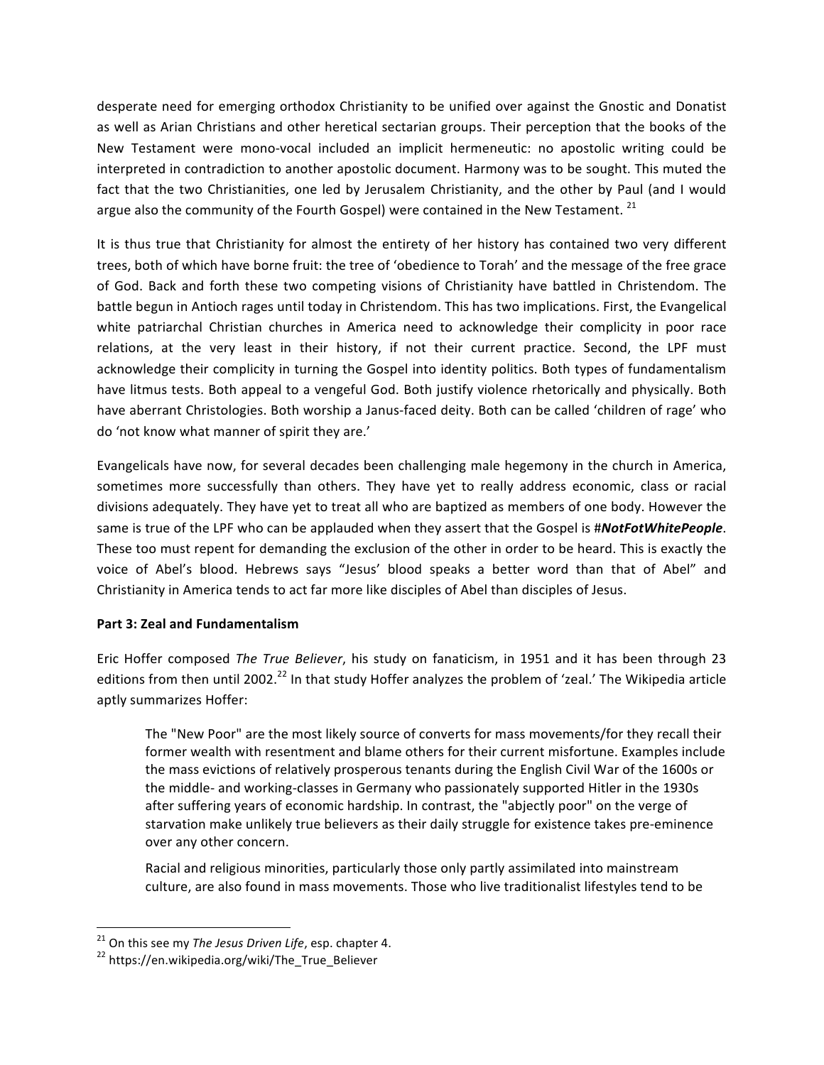desperate need for emerging orthodox Christianity to be unified over against the Gnostic and Donatist as well as Arian Christians and other heretical sectarian groups. Their perception that the books of the New Testament were mono-vocal included an implicit hermeneutic: no apostolic writing could be interpreted in contradiction to another apostolic document. Harmony was to be sought. This muted the fact that the two Christianities, one led by Jerusalem Christianity, and the other by Paul (and I would argue also the community of the Fourth Gospel) were contained in the New Testament. [21]

It is thus true that Christianity for almost the entirety of her history has contained two very different trees, both of which have borne fruit: the tree of 'obedience to Torah' and the message of the free grace of God. Back and forth these two competing visions of Christianity have battled in Christendom. The battle begun in Antioch rages until today in Christendom. This has two implications. First, the Evangelical white patriarchal Christian churches in America need to acknowledge their complicity in poor race relations, at the very least in their history, if not their current practice. Second, the LPF must acknowledge their complicity in turning the Gospel into identity politics. Both types of fundamentalism have litmus tests. Both appeal to a vengeful God. Both justify violence rhetorically and physically. Both have aberrant Christologies. Both worship a Janus-faced deity. Both can be called 'children of rage' who do 'not know what manner of spirit they are.'

Evangelicals have now, for several decades been challenging male hegemony in the church in America, sometimes more successfully than others. They have yet to really address economic, class or racial divisions adequately. They have yet to treat all who are baptized as members of one body. However the same is true of the LPF who can be applauded when they assert that the Gospel is #***NotFotWhitePeople***. These too must repent for demanding the exclusion of the other in order to be heard. This is exactly the voice of Abel's blood. Hebrews says "Jesus' blood speaks a better word than that of Abel" and Christianity in America tends to act far more like disciples of Abel than disciples of Jesus.

**Part 3: Zeal and Fundamentalism**

Eric Hoffer composed *The True Believer*, his study on fanaticism, in 1951 and it has been through 23 editions from then until 2002.[22] In that study Hoffer analyzes the problem of 'zeal.' The Wikipedia article aptly summarizes Hoffer:

> The "New Poor" are the most likely source of converts for mass movements/for they recall their former wealth with resentment and blame others for their current misfortune. Examples include the mass evictions of relatively prosperous tenants during the English Civil War of the 1600s or the middle- and working-classes in Germany who passionately supported Hitler in the 1930s after suffering years of economic hardship. In contrast, the "abjectly poor" on the verge of starvation make unlikely true believers as their daily struggle for existence takes pre-eminence over any other concern.
>
> Racial and religious minorities, particularly those only partly assimilated into mainstream culture, are also found in mass movements. Those who live traditionalist lifestyles tend to be

[21] On this see my *The Jesus Driven Life*, esp. chapter 4.

[22] https://en.wikipedia.org/wiki/The_True_Believer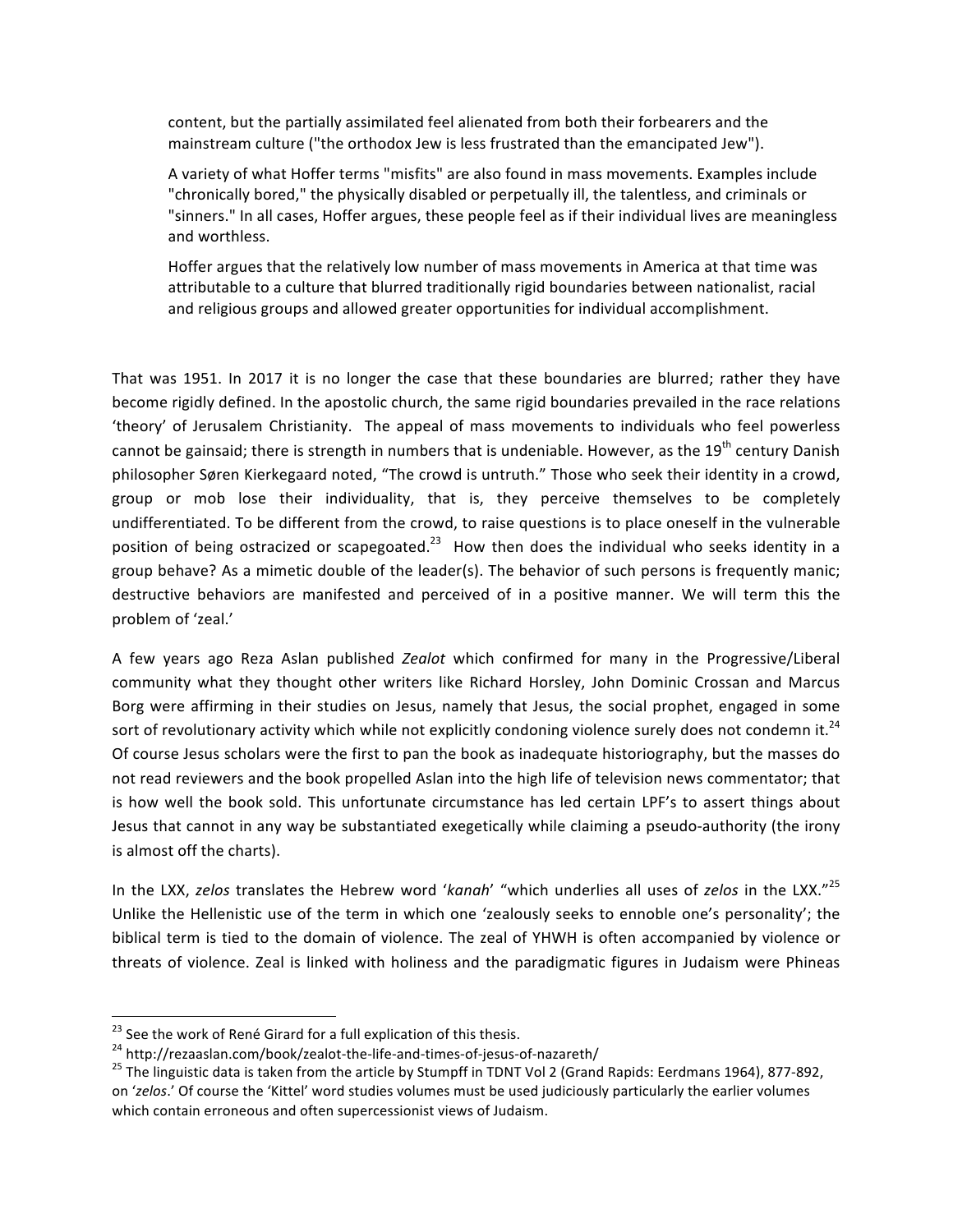> content, but the partially assimilated feel alienated from both their forbearers and the mainstream culture ("the orthodox Jew is less frustrated than the emancipated Jew").
>
> A variety of what Hoffer terms "misfits" are also found in mass movements. Examples include "chronically bored," the physically disabled or perpetually ill, the talentless, and criminals or "sinners." In all cases, Hoffer argues, these people feel as if their individual lives are meaningless and worthless.
>
> Hoffer argues that the relatively low number of mass movements in America at that time was attributable to a culture that blurred traditionally rigid boundaries between nationalist, racial and religious groups and allowed greater opportunities for individual accomplishment.

That was 1951. In 2017 it is no longer the case that these boundaries are blurred; rather they have become rigidly defined. In the apostolic church, the same rigid boundaries prevailed in the race relations 'theory' of Jerusalem Christianity. The appeal of mass movements to individuals who feel powerless cannot be gainsaid; there is strength in numbers that is undeniable. However, as the 19th century Danish philosopher Søren Kierkegaard noted, "The crowd is untruth." Those who seek their identity in a crowd, group or mob lose their individuality, that is, they perceive themselves to be completely undifferentiated. To be different from the crowd, to raise questions is to place oneself in the vulnerable position of being ostracized or scapegoated.[23] How then does the individual who seeks identity in a group behave? As a mimetic double of the leader(s). The behavior of such persons is frequently manic; destructive behaviors are manifested and perceived of in a positive manner. We will term this the problem of 'zeal.'

A few years ago Reza Aslan published *Zealot* which confirmed for many in the Progressive/Liberal community what they thought other writers like Richard Horsley, John Dominic Crossan and Marcus Borg were affirming in their studies on Jesus, namely that Jesus, the social prophet, engaged in some sort of revolutionary activity which while not explicitly condoning violence surely does not condemn it.[24] Of course Jesus scholars were the first to pan the book as inadequate historiography, but the masses do not read reviewers and the book propelled Aslan into the high life of television news commentator; that is how well the book sold. This unfortunate circumstance has led certain LPF's to assert things about Jesus that cannot in any way be substantiated exegetically while claiming a pseudo-authority (the irony is almost off the charts).

In the LXX, *zelos* translates the Hebrew word '*kanah*' "which underlies all uses of *zelos* in the LXX."[25] Unlike the Hellenistic use of the term in which one 'zealously seeks to ennoble one's personality'; the biblical term is tied to the domain of violence. The zeal of YHWH is often accompanied by violence or threats of violence. Zeal is linked with holiness and the paradigmatic figures in Judaism were Phineas

---

[23] See the work of René Girard for a full explication of this thesis.

[24] http://rezaaslan.com/book/zealot-the-life-and-times-of-jesus-of-nazareth/

[25] The linguistic data is taken from the article by Stumpff in TDNT Vol 2 (Grand Rapids: Eerdmans 1964), 877-892, on '*zelos*.' Of course the 'Kittel' word studies volumes must be used judiciously particularly the earlier volumes which contain erroneous and often supercessionist views of Judaism.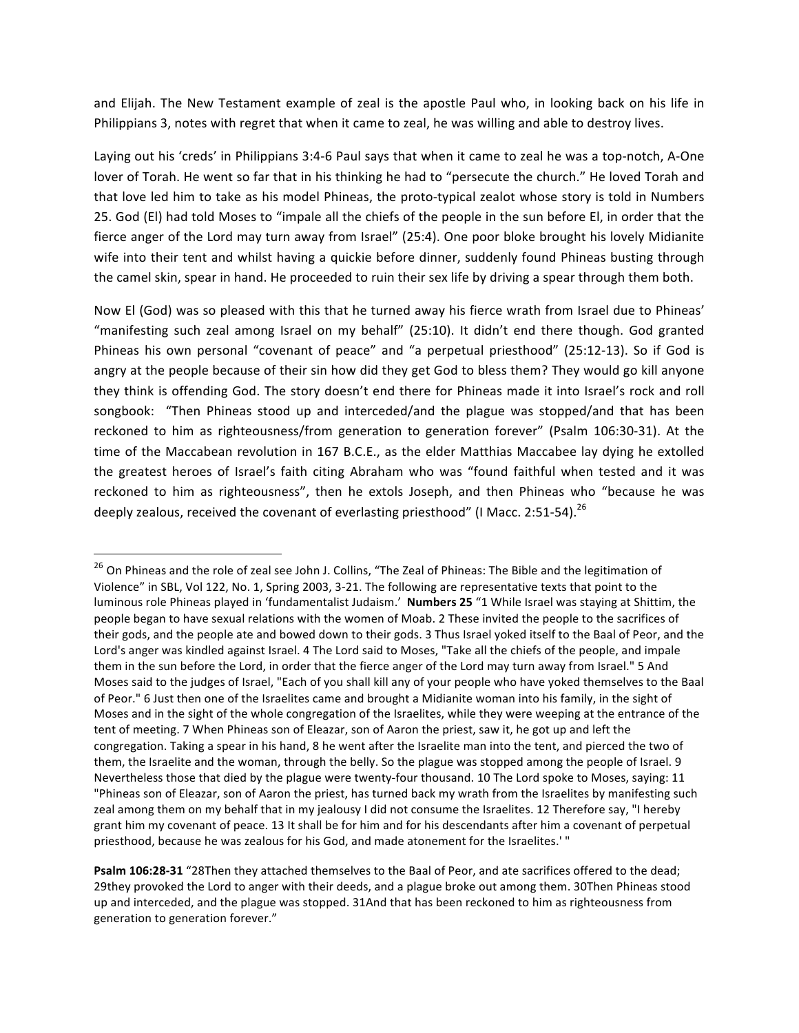and Elijah. The New Testament example of zeal is the apostle Paul who, in looking back on his life in Philippians 3, notes with regret that when it came to zeal, he was willing and able to destroy lives.

Laying out his 'creds' in Philippians 3:4-6 Paul says that when it came to zeal he was a top-notch, A-One lover of Torah. He went so far that in his thinking he had to "persecute the church." He loved Torah and that love led him to take as his model Phineas, the proto-typical zealot whose story is told in Numbers 25. God (El) had told Moses to "impale all the chiefs of the people in the sun before El, in order that the fierce anger of the Lord may turn away from Israel" (25:4). One poor bloke brought his lovely Midianite wife into their tent and whilst having a quickie before dinner, suddenly found Phineas busting through the camel skin, spear in hand. He proceeded to ruin their sex life by driving a spear through them both.

Now El (God) was so pleased with this that he turned away his fierce wrath from Israel due to Phineas' "manifesting such zeal among Israel on my behalf" (25:10). It didn't end there though. God granted Phineas his own personal "covenant of peace" and "a perpetual priesthood" (25:12-13). So if God is angry at the people because of their sin how did they get God to bless them? They would go kill anyone they think is offending God. The story doesn't end there for Phineas made it into Israel's rock and roll songbook: "Then Phineas stood up and interceded/and the plague was stopped/and that has been reckoned to him as righteousness/from generation to generation forever" (Psalm 106:30-31). At the time of the Maccabean revolution in 167 B.C.E., as the elder Matthias Maccabee lay dying he extolled the greatest heroes of Israel's faith citing Abraham who was "found faithful when tested and it was reckoned to him as righteousness", then he extols Joseph, and then Phineas who "because he was deeply zealous, received the covenant of everlasting priesthood" (I Macc. 2:51-54).[26]

---

[26] On Phineas and the role of zeal see John J. Collins, "The Zeal of Phineas: The Bible and the legitimation of Violence" in SBL, Vol 122, No. 1, Spring 2003, 3-21. The following are representative texts that point to the luminous role Phineas played in 'fundamentalist Judaism.' **Numbers 25** "1 While Israel was staying at Shittim, the people began to have sexual relations with the women of Moab. 2 These invited the people to the sacrifices of their gods, and the people ate and bowed down to their gods. 3 Thus Israel yoked itself to the Baal of Peor, and the Lord's anger was kindled against Israel. 4 The Lord said to Moses, "Take all the chiefs of the people, and impale them in the sun before the Lord, in order that the fierce anger of the Lord may turn away from Israel." 5 And Moses said to the judges of Israel, "Each of you shall kill any of your people who have yoked themselves to the Baal of Peor." 6 Just then one of the Israelites came and brought a Midianite woman into his family, in the sight of Moses and in the sight of the whole congregation of the Israelites, while they were weeping at the entrance of the tent of meeting. 7 When Phineas son of Eleazar, son of Aaron the priest, saw it, he got up and left the congregation. Taking a spear in his hand, 8 he went after the Israelite man into the tent, and pierced the two of them, the Israelite and the woman, through the belly. So the plague was stopped among the people of Israel. 9 Nevertheless those that died by the plague were twenty-four thousand. 10 The Lord spoke to Moses, saying: 11 "Phineas son of Eleazar, son of Aaron the priest, has turned back my wrath from the Israelites by manifesting such zeal among them on my behalf that in my jealousy I did not consume the Israelites. 12 Therefore say, "I hereby grant him my covenant of peace. 13 It shall be for him and for his descendants after him a covenant of perpetual priesthood, because he was zealous for his God, and made atonement for the Israelites.' "

**Psalm 106:28-31** "28Then they attached themselves to the Baal of Peor, and ate sacrifices offered to the dead; 29they provoked the Lord to anger with their deeds, and a plague broke out among them. 30Then Phineas stood up and interceded, and the plague was stopped. 31And that has been reckoned to him as righteousness from generation to generation forever."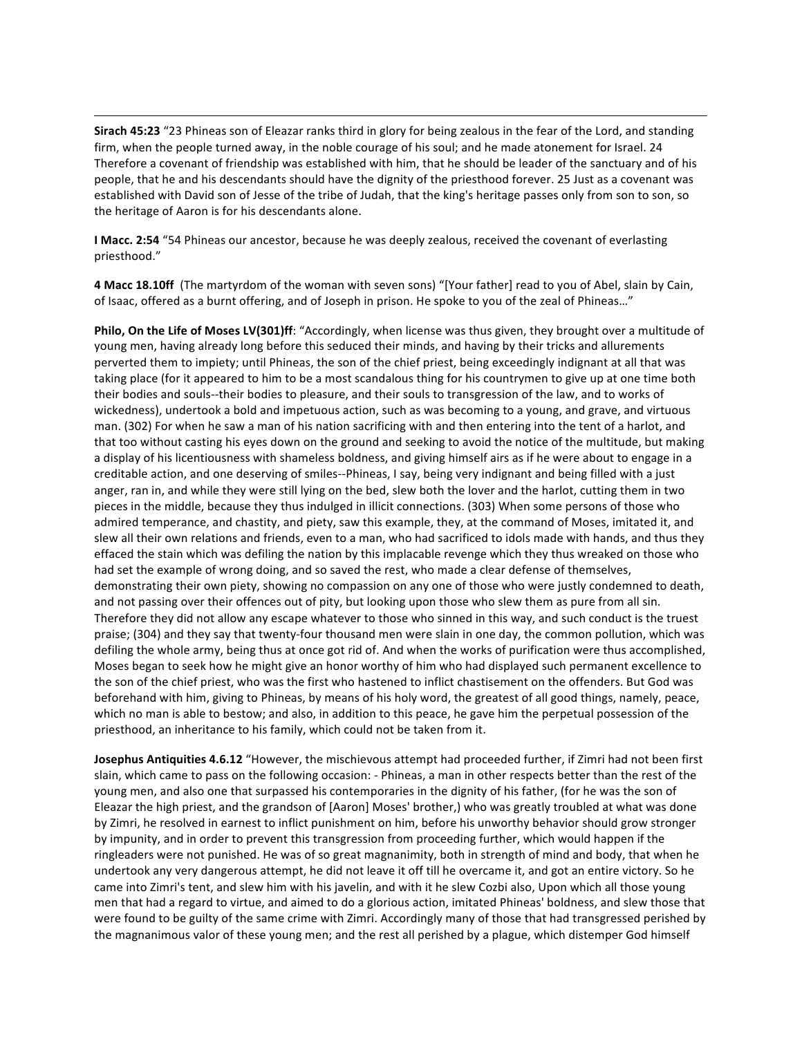**Sirach 45:23** "23 Phineas son of Eleazar ranks third in glory for being zealous in the fear of the Lord, and standing firm, when the people turned away, in the noble courage of his soul; and he made atonement for Israel. 24 Therefore a covenant of friendship was established with him, that he should be leader of the sanctuary and of his people, that he and his descendants should have the dignity of the priesthood forever. 25 Just as a covenant was established with David son of Jesse of the tribe of Judah, that the king's heritage passes only from son to son, so the heritage of Aaron is for his descendants alone.

**I Macc. 2:54** "54 Phineas our ancestor, because he was deeply zealous, received the covenant of everlasting priesthood."

**4 Macc 18.10ff** (The martyrdom of the woman with seven sons) "[Your father] read to you of Abel, slain by Cain, of Isaac, offered as a burnt offering, and of Joseph in prison. He spoke to you of the zeal of Phineas…"

**Philo, On the Life of Moses LV(301)ff**: "Accordingly, when license was thus given, they brought over a multitude of young men, having already long before this seduced their minds, and having by their tricks and allurements perverted them to impiety; until Phineas, the son of the chief priest, being exceedingly indignant at all that was taking place (for it appeared to him to be a most scandalous thing for his countrymen to give up at one time both their bodies and souls--their bodies to pleasure, and their souls to transgression of the law, and to works of wickedness), undertook a bold and impetuous action, such as was becoming to a young, and grave, and virtuous man. (302) For when he saw a man of his nation sacrificing with and then entering into the tent of a harlot, and that too without casting his eyes down on the ground and seeking to avoid the notice of the multitude, but making a display of his licentiousness with shameless boldness, and giving himself airs as if he were about to engage in a creditable action, and one deserving of smiles--Phineas, I say, being very indignant and being filled with a just anger, ran in, and while they were still lying on the bed, slew both the lover and the harlot, cutting them in two pieces in the middle, because they thus indulged in illicit connections. (303) When some persons of those who admired temperance, and chastity, and piety, saw this example, they, at the command of Moses, imitated it, and slew all their own relations and friends, even to a man, who had sacrificed to idols made with hands, and thus they effaced the stain which was defiling the nation by this implacable revenge which they thus wreaked on those who had set the example of wrong doing, and so saved the rest, who made a clear defense of themselves, demonstrating their own piety, showing no compassion on any one of those who were justly condemned to death, and not passing over their offences out of pity, but looking upon those who slew them as pure from all sin. Therefore they did not allow any escape whatever to those who sinned in this way, and such conduct is the truest praise; (304) and they say that twenty-four thousand men were slain in one day, the common pollution, which was defiling the whole army, being thus at once got rid of. And when the works of purification were thus accomplished, Moses began to seek how he might give an honor worthy of him who had displayed such permanent excellence to the son of the chief priest, who was the first who hastened to inflict chastisement on the offenders. But God was beforehand with him, giving to Phineas, by means of his holy word, the greatest of all good things, namely, peace, which no man is able to bestow; and also, in addition to this peace, he gave him the perpetual possession of the priesthood, an inheritance to his family, which could not be taken from it.

**Josephus Antiquities 4.6.12** "However, the mischievous attempt had proceeded further, if Zimri had not been first slain, which came to pass on the following occasion: - Phineas, a man in other respects better than the rest of the young men, and also one that surpassed his contemporaries in the dignity of his father, (for he was the son of Eleazar the high priest, and the grandson of [Aaron] Moses' brother,) who was greatly troubled at what was done by Zimri, he resolved in earnest to inflict punishment on him, before his unworthy behavior should grow stronger by impunity, and in order to prevent this transgression from proceeding further, which would happen if the ringleaders were not punished. He was of so great magnanimity, both in strength of mind and body, that when he undertook any very dangerous attempt, he did not leave it off till he overcame it, and got an entire victory. So he came into Zimri's tent, and slew him with his javelin, and with it he slew Cozbi also, Upon which all those young men that had a regard to virtue, and aimed to do a glorious action, imitated Phineas' boldness, and slew those that were found to be guilty of the same crime with Zimri. Accordingly many of those that had transgressed perished by the magnanimous valor of these young men; and the rest all perished by a plague, which distemper God himself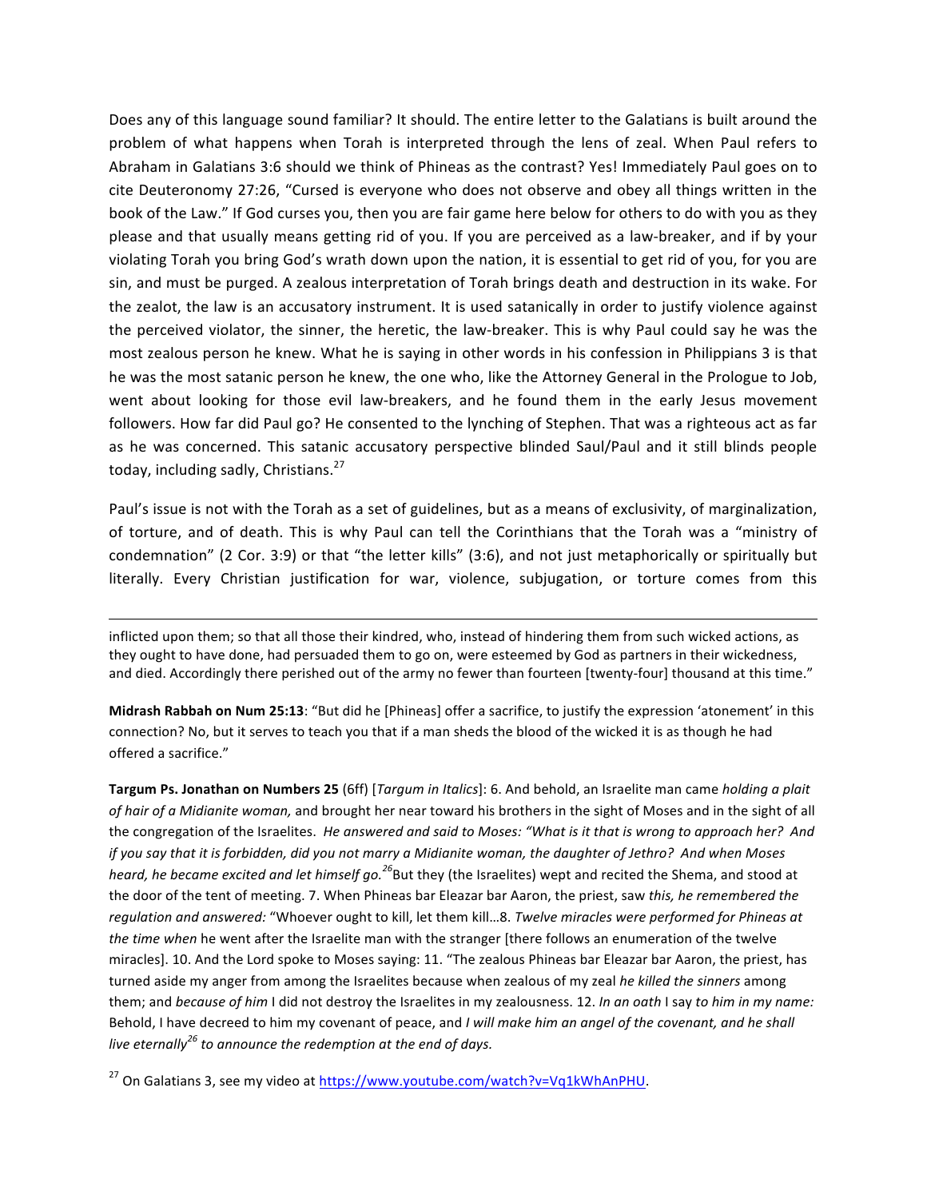Does any of this language sound familiar? It should. The entire letter to the Galatians is built around the problem of what happens when Torah is interpreted through the lens of zeal. When Paul refers to Abraham in Galatians 3:6 should we think of Phineas as the contrast? Yes! Immediately Paul goes on to cite Deuteronomy 27:26, "Cursed is everyone who does not observe and obey all things written in the book of the Law." If God curses you, then you are fair game here below for others to do with you as they please and that usually means getting rid of you. If you are perceived as a law-breaker, and if by your violating Torah you bring God's wrath down upon the nation, it is essential to get rid of you, for you are sin, and must be purged. A zealous interpretation of Torah brings death and destruction in its wake. For the zealot, the law is an accusatory instrument. It is used satanically in order to justify violence against the perceived violator, the sinner, the heretic, the law-breaker. This is why Paul could say he was the most zealous person he knew. What he is saying in other words in his confession in Philippians 3 is that he was the most satanic person he knew, the one who, like the Attorney General in the Prologue to Job, went about looking for those evil law-breakers, and he found them in the early Jesus movement followers. How far did Paul go? He consented to the lynching of Stephen. That was a righteous act as far as he was concerned. This satanic accusatory perspective blinded Saul/Paul and it still blinds people today, including sadly, Christians.[27]

Paul's issue is not with the Torah as a set of guidelines, but as a means of exclusivity, of marginalization, of torture, and of death. This is why Paul can tell the Corinthians that the Torah was a "ministry of condemnation" (2 Cor. 3:9) or that "the letter kills" (3:6), and not just metaphorically or spiritually but literally. Every Christian justification for war, violence, subjugation, or torture comes from this

---

inflicted upon them; so that all those their kindred, who, instead of hindering them from such wicked actions, as they ought to have done, had persuaded them to go on, were esteemed by God as partners in their wickedness, and died. Accordingly there perished out of the army no fewer than fourteen [twenty-four] thousand at this time."

**Midrash Rabbah on Num 25:13**: "But did he [Phineas] offer a sacrifice, to justify the expression 'atonement' in this connection? No, but it serves to teach you that if a man sheds the blood of the wicked it is as though he had offered a sacrifice."

**Targum Ps. Jonathan on Numbers 25** (6ff) [*Targum in Italics*]: 6. And behold, an Israelite man came *holding a plait of hair of a Midianite woman,* and brought her near toward his brothers in the sight of Moses and in the sight of all the congregation of the Israelites. *He answered and said to Moses: "What is it that is wrong to approach her? And if you say that it is forbidden, did you not marry a Midianite woman, the daughter of Jethro? And when Moses heard, he became excited and let himself go.*[26]But they (the Israelites) wept and recited the Shema, and stood at the door of the tent of meeting. 7. When Phineas bar Eleazar bar Aaron, the priest, saw *this, he remembered the regulation and answered:* "Whoever ought to kill, let them kill…8. *Twelve miracles were performed for Phineas at the time when* he went after the Israelite man with the stranger [there follows an enumeration of the twelve miracles]. 10. And the Lord spoke to Moses saying: 11. "The zealous Phineas bar Eleazar bar Aaron, the priest, has turned aside my anger from among the Israelites because when zealous of my zeal *he killed the sinners* among them; and *because of him* I did not destroy the Israelites in my zealousness. 12. *In an oath* I say *to him in my name:* Behold, I have decreed to him my covenant of peace, and *I will make him an angel of the covenant, and he shall live eternally*[26] *to announce the redemption at the end of days.*

[27] On Galatians 3, see my video at https://www.youtube.com/watch?v=Vq1kWhAnPHU.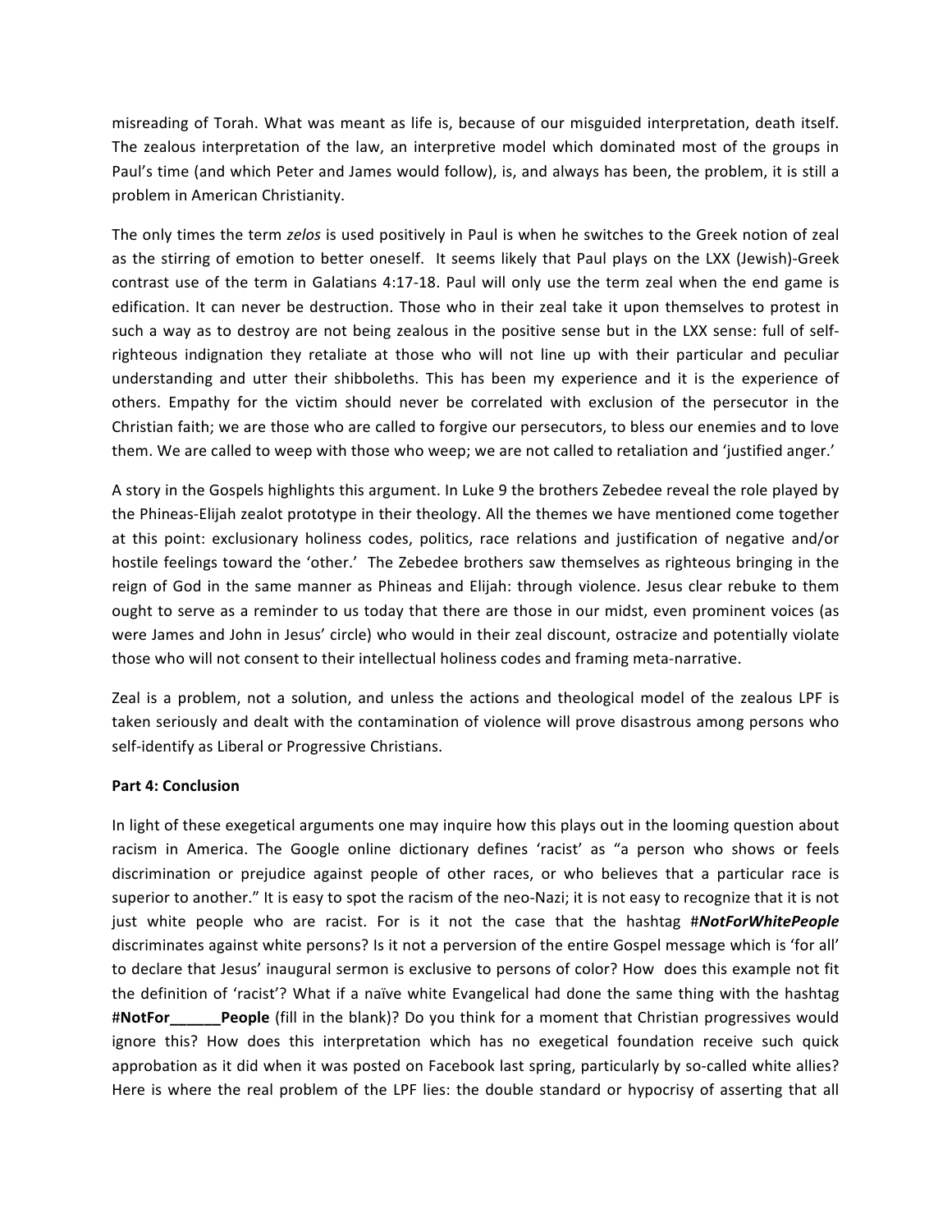misreading of Torah. What was meant as life is, because of our misguided interpretation, death itself. The zealous interpretation of the law, an interpretive model which dominated most of the groups in Paul's time (and which Peter and James would follow), is, and always has been, the problem, it is still a problem in American Christianity.

The only times the term *zelos* is used positively in Paul is when he switches to the Greek notion of zeal as the stirring of emotion to better oneself. It seems likely that Paul plays on the LXX (Jewish)-Greek contrast use of the term in Galatians 4:17-18. Paul will only use the term zeal when the end game is edification. It can never be destruction. Those who in their zeal take it upon themselves to protest in such a way as to destroy are not being zealous in the positive sense but in the LXX sense: full of self-righteous indignation they retaliate at those who will not line up with their particular and peculiar understanding and utter their shibboleths. This has been my experience and it is the experience of others. Empathy for the victim should never be correlated with exclusion of the persecutor in the Christian faith; we are those who are called to forgive our persecutors, to bless our enemies and to love them. We are called to weep with those who weep; we are not called to retaliation and 'justified anger.'

A story in the Gospels highlights this argument. In Luke 9 the brothers Zebedee reveal the role played by the Phineas-Elijah zealot prototype in their theology. All the themes we have mentioned come together at this point: exclusionary holiness codes, politics, race relations and justification of negative and/or hostile feelings toward the 'other.' The Zebedee brothers saw themselves as righteous bringing in the reign of God in the same manner as Phineas and Elijah: through violence. Jesus clear rebuke to them ought to serve as a reminder to us today that there are those in our midst, even prominent voices (as were James and John in Jesus' circle) who would in their zeal discount, ostracize and potentially violate those who will not consent to their intellectual holiness codes and framing meta-narrative.

Zeal is a problem, not a solution, and unless the actions and theological model of the zealous LPF is taken seriously and dealt with the contamination of violence will prove disastrous among persons who self-identify as Liberal or Progressive Christians.

**Part 4: Conclusion**

In light of these exegetical arguments one may inquire how this plays out in the looming question about racism in America. The Google online dictionary defines 'racist' as "a person who shows or feels discrimination or prejudice against people of other races, or who believes that a particular race is superior to another." It is easy to spot the racism of the neo-Nazi; it is not easy to recognize that it is not just white people who are racist. For is it not the case that the hashtag ***#NotForWhitePeople*** discriminates against white persons? Is it not a perversion of the entire Gospel message which is 'for all' to declare that Jesus' inaugural sermon is exclusive to persons of color? How does this example not fit the definition of 'racist'? What if a naïve white Evangelical had done the same thing with the hashtag **#NotFor______People** (fill in the blank)? Do you think for a moment that Christian progressives would ignore this? How does this interpretation which has no exegetical foundation receive such quick approbation as it did when it was posted on Facebook last spring, particularly by so-called white allies? Here is where the real problem of the LPF lies: the double standard or hypocrisy of asserting that all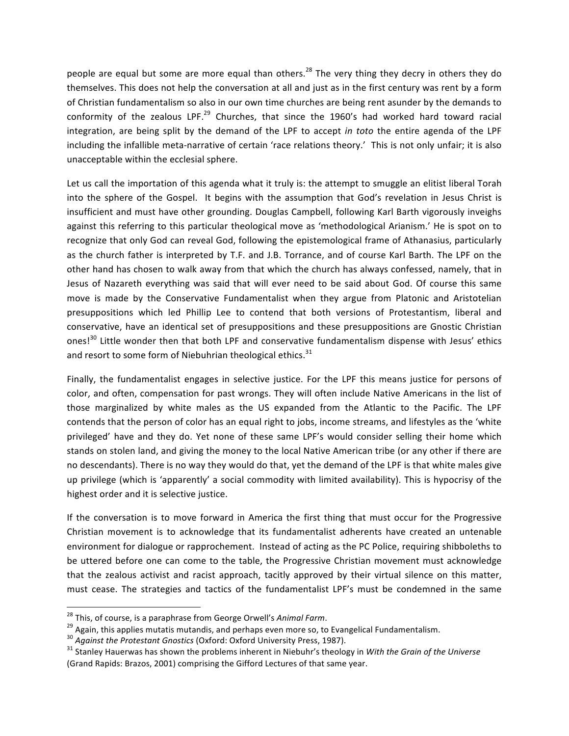people are equal but some are more equal than others.[28] The very thing they decry in others they do themselves. This does not help the conversation at all and just as in the first century was rent by a form of Christian fundamentalism so also in our own time churches are being rent asunder by the demands to conformity of the zealous LPF.[29] Churches, that since the 1960's had worked hard toward racial integration, are being split by the demand of the LPF to accept *in toto* the entire agenda of the LPF including the infallible meta-narrative of certain 'race relations theory.' This is not only unfair; it is also unacceptable within the ecclesial sphere.

Let us call the importation of this agenda what it truly is: the attempt to smuggle an elitist liberal Torah into the sphere of the Gospel. It begins with the assumption that God's revelation in Jesus Christ is insufficient and must have other grounding. Douglas Campbell, following Karl Barth vigorously inveighs against this referring to this particular theological move as 'methodological Arianism.' He is spot on to recognize that only God can reveal God, following the epistemological frame of Athanasius, particularly as the church father is interpreted by T.F. and J.B. Torrance, and of course Karl Barth. The LPF on the other hand has chosen to walk away from that which the church has always confessed, namely, that in Jesus of Nazareth everything was said that will ever need to be said about God. Of course this same move is made by the Conservative Fundamentalist when they argue from Platonic and Aristotelian presuppositions which led Phillip Lee to contend that both versions of Protestantism, liberal and conservative, have an identical set of presuppositions and these presuppositions are Gnostic Christian ones![30] Little wonder then that both LPF and conservative fundamentalism dispense with Jesus' ethics and resort to some form of Niebuhrian theological ethics.[31]

Finally, the fundamentalist engages in selective justice. For the LPF this means justice for persons of color, and often, compensation for past wrongs. They will often include Native Americans in the list of those marginalized by white males as the US expanded from the Atlantic to the Pacific. The LPF contends that the person of color has an equal right to jobs, income streams, and lifestyles as the 'white privileged' have and they do. Yet none of these same LPF's would consider selling their home which stands on stolen land, and giving the money to the local Native American tribe (or any other if there are no descendants). There is no way they would do that, yet the demand of the LPF is that white males give up privilege (which is 'apparently' a social commodity with limited availability). This is hypocrisy of the highest order and it is selective justice.

If the conversation is to move forward in America the first thing that must occur for the Progressive Christian movement is to acknowledge that its fundamentalist adherents have created an untenable environment for dialogue or rapprochement. Instead of acting as the PC Police, requiring shibboleths to be uttered before one can come to the table, the Progressive Christian movement must acknowledge that the zealous activist and racist approach, tacitly approved by their virtual silence on this matter, must cease. The strategies and tactics of the fundamentalist LPF's must be condemned in the same

---

[28] This, of course, is a paraphrase from George Orwell's *Animal Farm*.

[29] Again, this applies mutatis mutandis, and perhaps even more so, to Evangelical Fundamentalism.

[30] *Against the Protestant Gnostics* (Oxford: Oxford University Press, 1987).

[31] Stanley Hauerwas has shown the problems inherent in Niebuhr's theology in *With the Grain of the Universe* (Grand Rapids: Brazos, 2001) comprising the Gifford Lectures of that same year.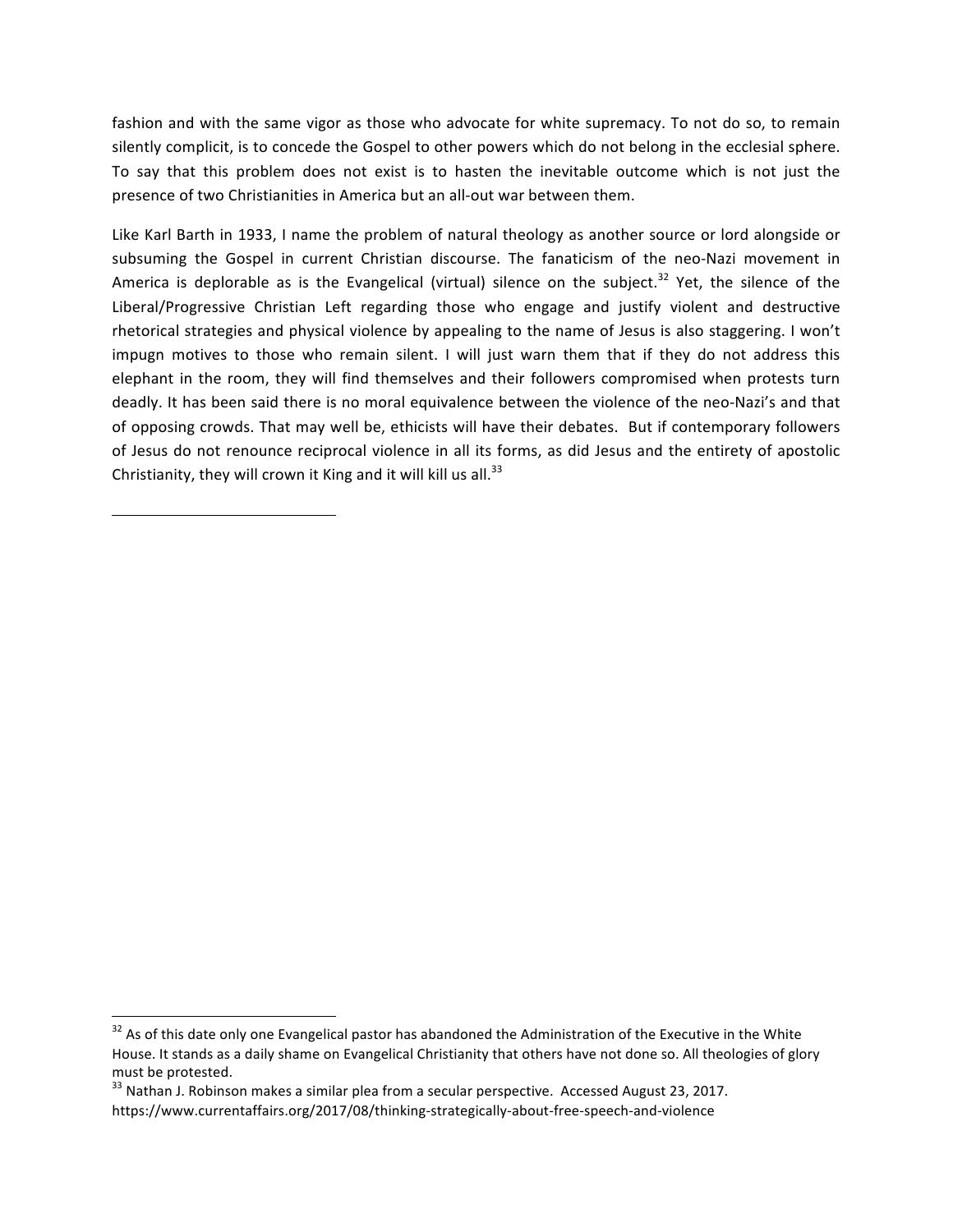fashion and with the same vigor as those who advocate for white supremacy. To not do so, to remain silently complicit, is to concede the Gospel to other powers which do not belong in the ecclesial sphere. To say that this problem does not exist is to hasten the inevitable outcome which is not just the presence of two Christianities in America but an all-out war between them.

Like Karl Barth in 1933, I name the problem of natural theology as another source or lord alongside or subsuming the Gospel in current Christian discourse. The fanaticism of the neo-Nazi movement in America is deplorable as is the Evangelical (virtual) silence on the subject.[32] Yet, the silence of the Liberal/Progressive Christian Left regarding those who engage and justify violent and destructive rhetorical strategies and physical violence by appealing to the name of Jesus is also staggering. I won't impugn motives to those who remain silent. I will just warn them that if they do not address this elephant in the room, they will find themselves and their followers compromised when protests turn deadly. It has been said there is no moral equivalence between the violence of the neo-Nazi's and that of opposing crowds. That may well be, ethicists will have their debates. But if contemporary followers of Jesus do not renounce reciprocal violence in all its forms, as did Jesus and the entirety of apostolic Christianity, they will crown it King and it will kill us all.[33]

---

[32] As of this date only one Evangelical pastor has abandoned the Administration of the Executive in the White House. It stands as a daily shame on Evangelical Christianity that others have not done so. All theologies of glory must be protested.

[33] Nathan J. Robinson makes a similar plea from a secular perspective. Accessed August 23, 2017. https://www.currentaffairs.org/2017/08/thinking-strategically-about-free-speech-and-violence